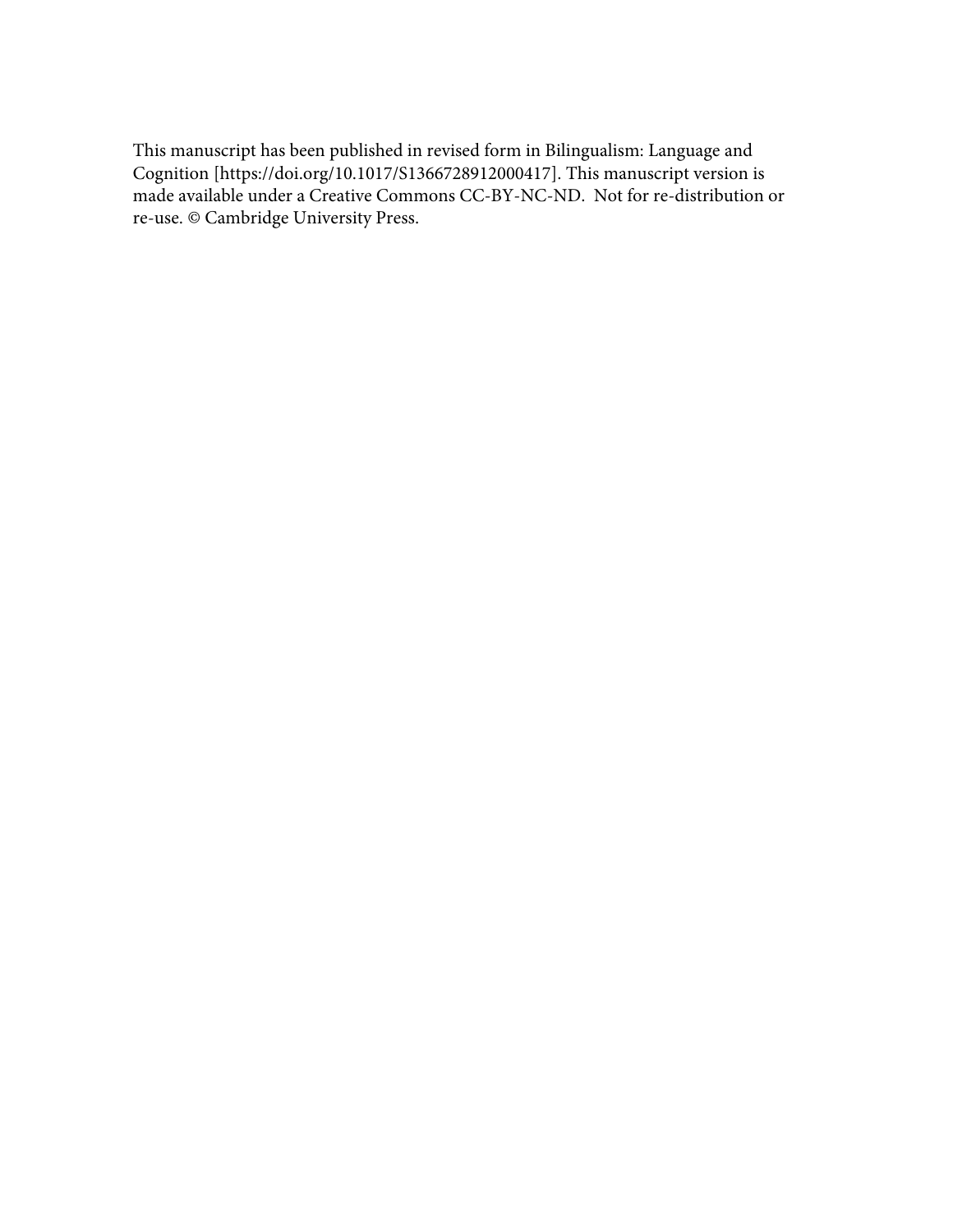This manuscript has been published in revised form in Bilingualism: Language and Cognition [https://doi.org/10.1017/S1366728912000417]. This manuscript version is made available under a Creative Commons CC-BY-NC-ND. Not for re-distribution or re-use. © Cambridge University Press.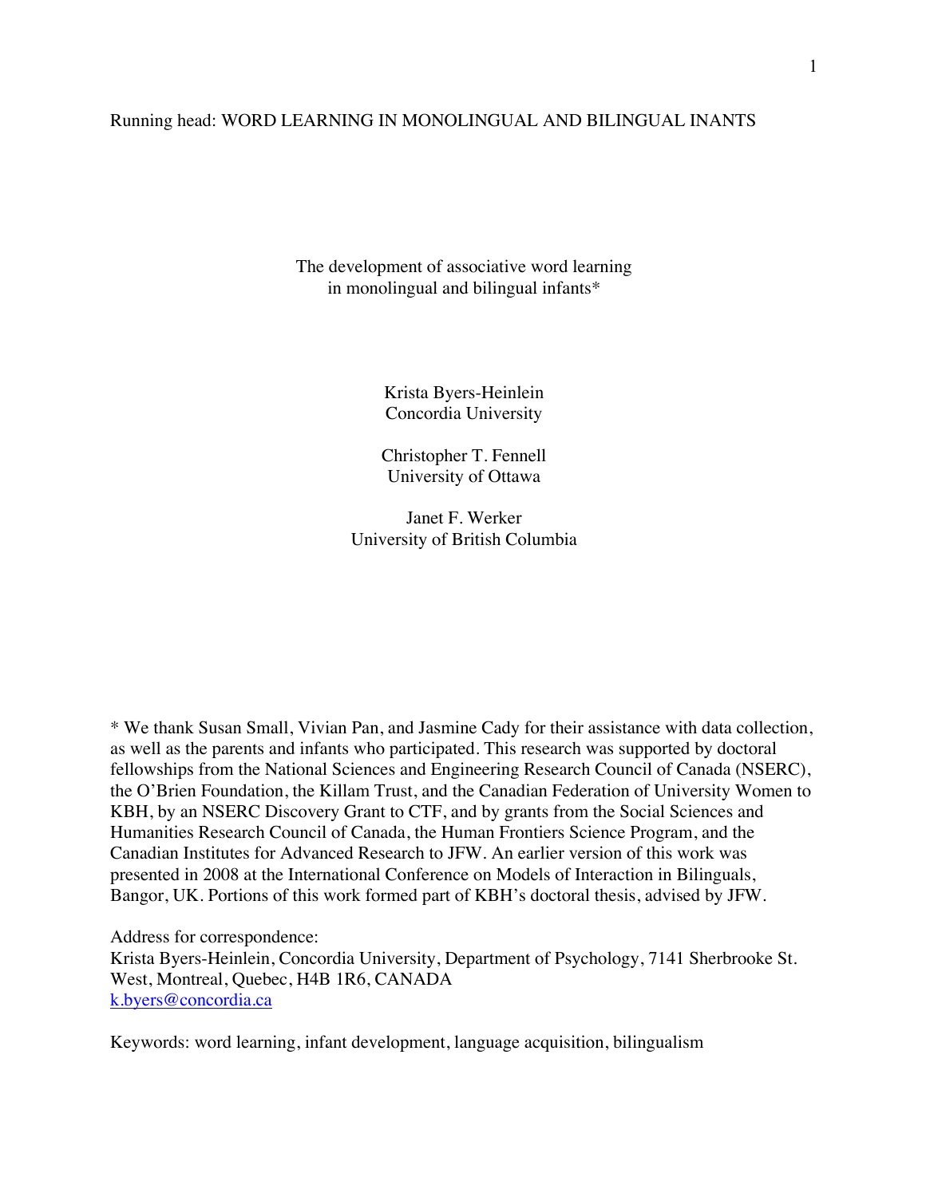# The development of associative word learning in monolingual and bilingual infants*

Krista Byers-Heinlein
Concordia University

Christopher T. Fennell
University of Ottawa

Janet F. Werker
University of British Columbia

\* We thank Susan Small, Vivian Pan, and Jasmine Cady for their assistance with data collection, as well as the parents and infants who participated. This research was supported by doctoral fellowships from the National Sciences and Engineering Research Council of Canada (NSERC), the O'Brien Foundation, the Killam Trust, and the Canadian Federation of University Women to KBH, by an NSERC Discovery Grant to CTF, and by grants from the Social Sciences and Humanities Research Council of Canada, the Human Frontiers Science Program, and the Canadian Institutes for Advanced Research to JFW. An earlier version of this work was presented in 2008 at the International Conference on Models of Interaction in Bilinguals, Bangor, UK. Portions of this work formed part of KBH's doctoral thesis, advised by JFW.

Address for correspondence:
Krista Byers-Heinlein, Concordia University, Department of Psychology, 7141 Sherbrooke St. West, Montreal, Quebec, H4B 1R6, CANADA
k.byers@concordia.ca

Keywords: word learning, infant development, language acquisition, bilingualism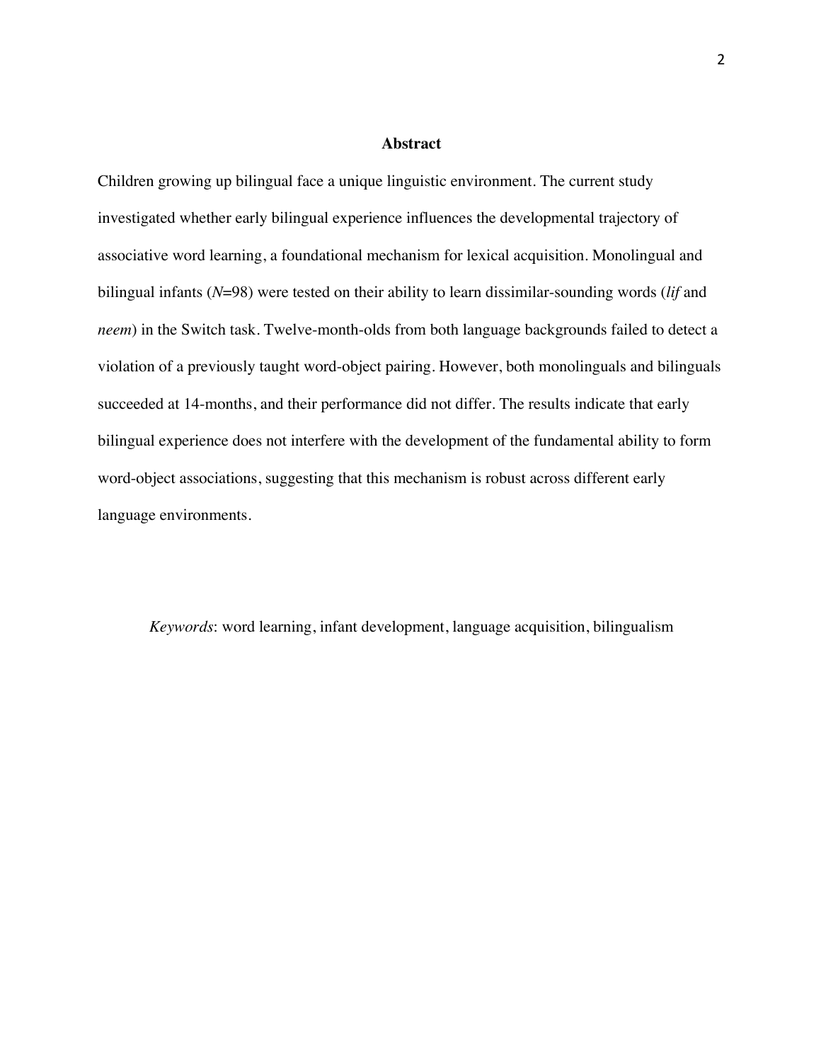## Abstract

Children growing up bilingual face a unique linguistic environment. The current study investigated whether early bilingual experience influences the developmental trajectory of associative word learning, a foundational mechanism for lexical acquisition. Monolingual and bilingual infants (*N*=98) were tested on their ability to learn dissimilar-sounding words (*lif* and *neem*) in the Switch task. Twelve-month-olds from both language backgrounds failed to detect a violation of a previously taught word-object pairing. However, both monolinguals and bilinguals succeeded at 14-months, and their performance did not differ. The results indicate that early bilingual experience does not interfere with the development of the fundamental ability to form word-object associations, suggesting that this mechanism is robust across different early language environments.

*Keywords*: word learning, infant development, language acquisition, bilingualism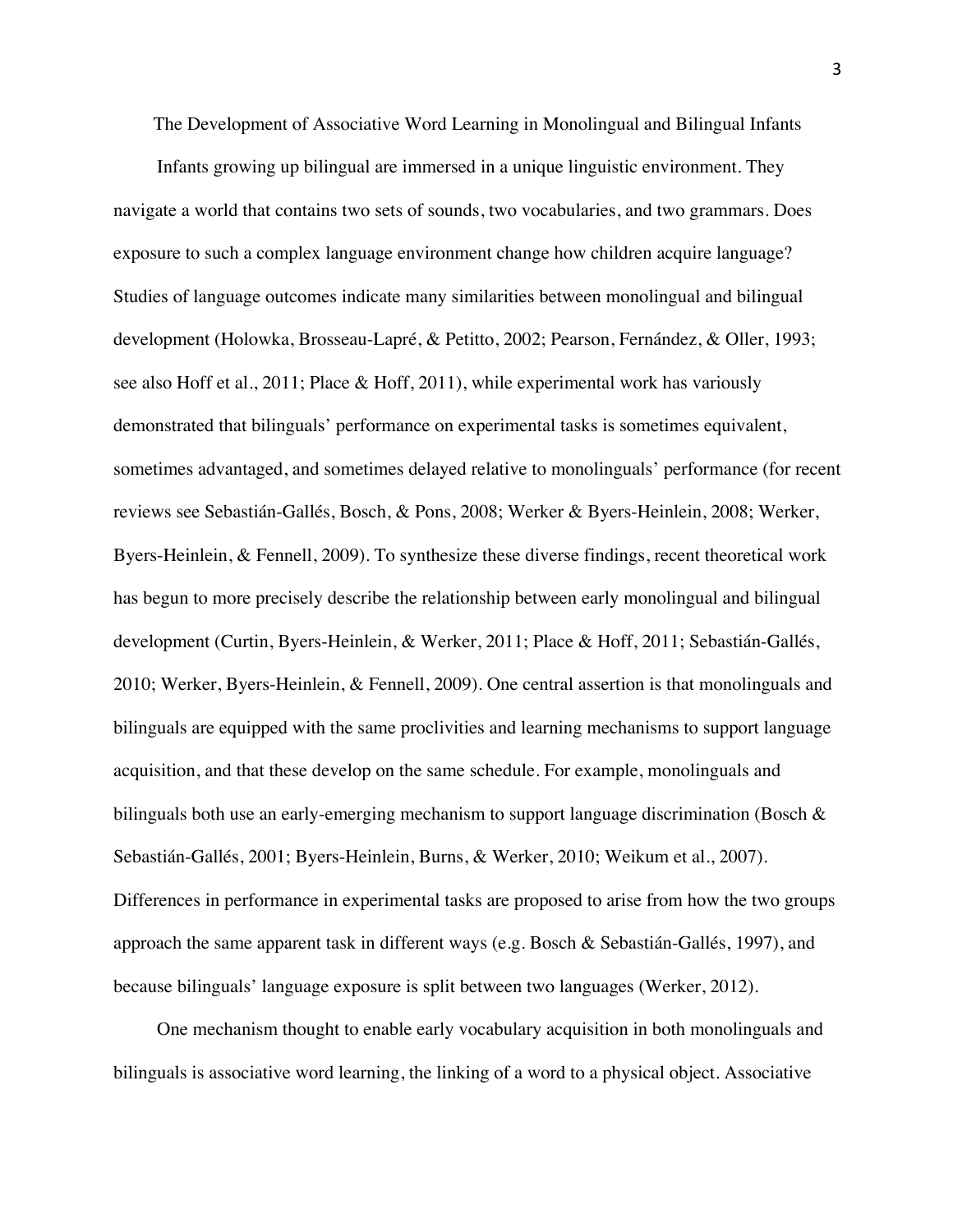# The Development of Associative Word Learning in Monolingual and Bilingual Infants

Infants growing up bilingual are immersed in a unique linguistic environment. They navigate a world that contains two sets of sounds, two vocabularies, and two grammars. Does exposure to such a complex language environment change how children acquire language? Studies of language outcomes indicate many similarities between monolingual and bilingual development (Holowka, Brosseau-Lapré, & Petitto, 2002; Pearson, Fernández, & Oller, 1993; see also Hoff et al., 2011; Place & Hoff, 2011), while experimental work has variously demonstrated that bilinguals' performance on experimental tasks is sometimes equivalent, sometimes advantaged, and sometimes delayed relative to monolinguals' performance (for recent reviews see Sebastián-Gallés, Bosch, & Pons, 2008; Werker & Byers-Heinlein, 2008; Werker, Byers-Heinlein, & Fennell, 2009). To synthesize these diverse findings, recent theoretical work has begun to more precisely describe the relationship between early monolingual and bilingual development (Curtin, Byers-Heinlein, & Werker, 2011; Place & Hoff, 2011; Sebastián-Gallés, 2010; Werker, Byers-Heinlein, & Fennell, 2009). One central assertion is that monolinguals and bilinguals are equipped with the same proclivities and learning mechanisms to support language acquisition, and that these develop on the same schedule. For example, monolinguals and bilinguals both use an early-emerging mechanism to support language discrimination (Bosch & Sebastián-Gallés, 2001; Byers-Heinlein, Burns, & Werker, 2010; Weikum et al., 2007). Differences in performance in experimental tasks are proposed to arise from how the two groups approach the same apparent task in different ways (e.g. Bosch & Sebastián-Gallés, 1997), and because bilinguals' language exposure is split between two languages (Werker, 2012).

One mechanism thought to enable early vocabulary acquisition in both monolinguals and bilinguals is associative word learning, the linking of a word to a physical object. Associative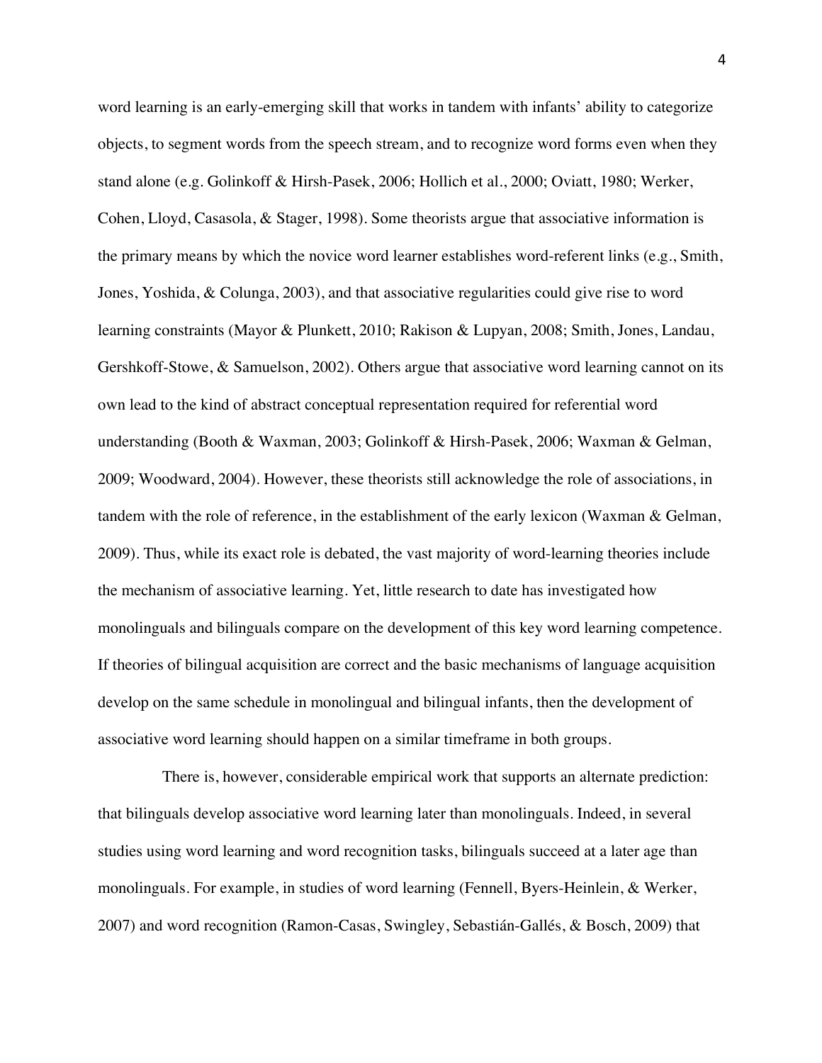word learning is an early-emerging skill that works in tandem with infants' ability to categorize objects, to segment words from the speech stream, and to recognize word forms even when they stand alone (e.g. Golinkoff & Hirsh-Pasek, 2006; Hollich et al., 2000; Oviatt, 1980; Werker, Cohen, Lloyd, Casasola, & Stager, 1998). Some theorists argue that associative information is the primary means by which the novice word learner establishes word-referent links (e.g., Smith, Jones, Yoshida, & Colunga, 2003), and that associative regularities could give rise to word learning constraints (Mayor & Plunkett, 2010; Rakison & Lupyan, 2008; Smith, Jones, Landau, Gershkoff-Stowe, & Samuelson, 2002). Others argue that associative word learning cannot on its own lead to the kind of abstract conceptual representation required for referential word understanding (Booth & Waxman, 2003; Golinkoff & Hirsh-Pasek, 2006; Waxman & Gelman, 2009; Woodward, 2004). However, these theorists still acknowledge the role of associations, in tandem with the role of reference, in the establishment of the early lexicon (Waxman & Gelman, 2009). Thus, while its exact role is debated, the vast majority of word-learning theories include the mechanism of associative learning. Yet, little research to date has investigated how monolinguals and bilinguals compare on the development of this key word learning competence. If theories of bilingual acquisition are correct and the basic mechanisms of language acquisition develop on the same schedule in monolingual and bilingual infants, then the development of associative word learning should happen on a similar timeframe in both groups.

There is, however, considerable empirical work that supports an alternate prediction: that bilinguals develop associative word learning later than monolinguals. Indeed, in several studies using word learning and word recognition tasks, bilinguals succeed at a later age than monolinguals. For example, in studies of word learning (Fennell, Byers-Heinlein, & Werker, 2007) and word recognition (Ramon-Casas, Swingley, Sebastián-Gallés, & Bosch, 2009) that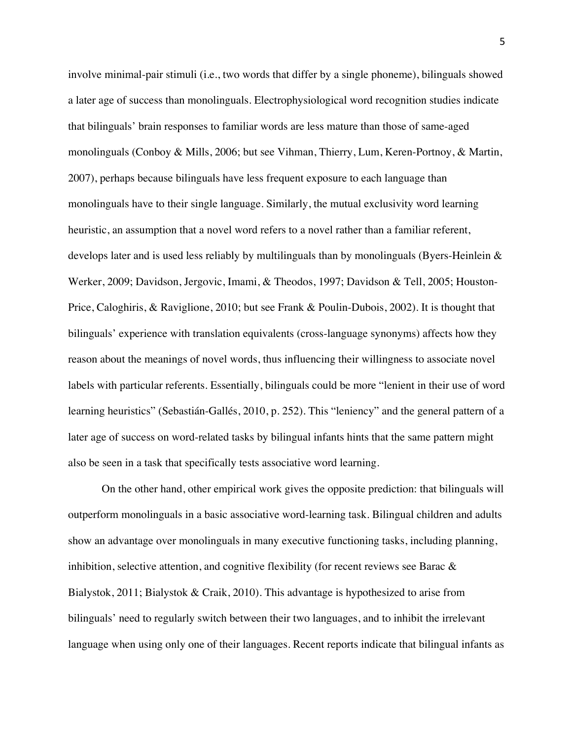involve minimal-pair stimuli (i.e., two words that differ by a single phoneme), bilinguals showed a later age of success than monolinguals. Electrophysiological word recognition studies indicate that bilinguals' brain responses to familiar words are less mature than those of same-aged monolinguals (Conboy & Mills, 2006; but see Vihman, Thierry, Lum, Keren-Portnoy, & Martin, 2007), perhaps because bilinguals have less frequent exposure to each language than monolinguals have to their single language. Similarly, the mutual exclusivity word learning heuristic, an assumption that a novel word refers to a novel rather than a familiar referent, develops later and is used less reliably by multilinguals than by monolinguals (Byers-Heinlein & Werker, 2009; Davidson, Jergovic, Imami, & Theodos, 1997; Davidson & Tell, 2005; Houston-Price, Caloghiris, & Raviglione, 2010; but see Frank & Poulin-Dubois, 2002). It is thought that bilinguals' experience with translation equivalents (cross-language synonyms) affects how they reason about the meanings of novel words, thus influencing their willingness to associate novel labels with particular referents. Essentially, bilinguals could be more "lenient in their use of word learning heuristics" (Sebastián-Gallés, 2010, p. 252). This "leniency" and the general pattern of a later age of success on word-related tasks by bilingual infants hints that the same pattern might also be seen in a task that specifically tests associative word learning.

On the other hand, other empirical work gives the opposite prediction: that bilinguals will outperform monolinguals in a basic associative word-learning task. Bilingual children and adults show an advantage over monolinguals in many executive functioning tasks, including planning, inhibition, selective attention, and cognitive flexibility (for recent reviews see Barac & Bialystok, 2011; Bialystok & Craik, 2010). This advantage is hypothesized to arise from bilinguals' need to regularly switch between their two languages, and to inhibit the irrelevant language when using only one of their languages. Recent reports indicate that bilingual infants as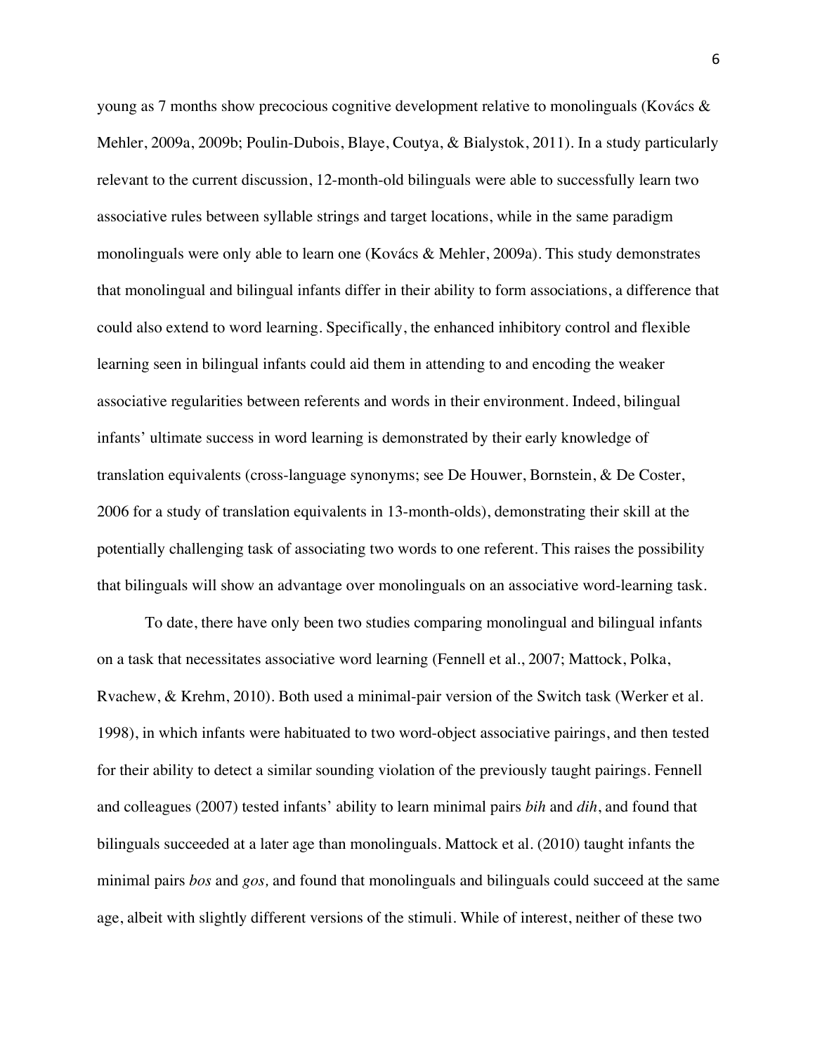young as 7 months show precocious cognitive development relative to monolinguals (Kovács & Mehler, 2009a, 2009b; Poulin-Dubois, Blaye, Coutya, & Bialystok, 2011). In a study particularly relevant to the current discussion, 12-month-old bilinguals were able to successfully learn two associative rules between syllable strings and target locations, while in the same paradigm monolinguals were only able to learn one (Kovács & Mehler, 2009a). This study demonstrates that monolingual and bilingual infants differ in their ability to form associations, a difference that could also extend to word learning. Specifically, the enhanced inhibitory control and flexible learning seen in bilingual infants could aid them in attending to and encoding the weaker associative regularities between referents and words in their environment. Indeed, bilingual infants' ultimate success in word learning is demonstrated by their early knowledge of translation equivalents (cross-language synonyms; see De Houwer, Bornstein, & De Coster, 2006 for a study of translation equivalents in 13-month-olds), demonstrating their skill at the potentially challenging task of associating two words to one referent. This raises the possibility that bilinguals will show an advantage over monolinguals on an associative word-learning task.

To date, there have only been two studies comparing monolingual and bilingual infants on a task that necessitates associative word learning (Fennell et al., 2007; Mattock, Polka, Rvachew, & Krehm, 2010). Both used a minimal-pair version of the Switch task (Werker et al. 1998), in which infants were habituated to two word-object associative pairings, and then tested for their ability to detect a similar sounding violation of the previously taught pairings. Fennell and colleagues (2007) tested infants' ability to learn minimal pairs *bih* and *dih*, and found that bilinguals succeeded at a later age than monolinguals. Mattock et al. (2010) taught infants the minimal pairs *bos* and *gos,* and found that monolinguals and bilinguals could succeed at the same age, albeit with slightly different versions of the stimuli. While of interest, neither of these two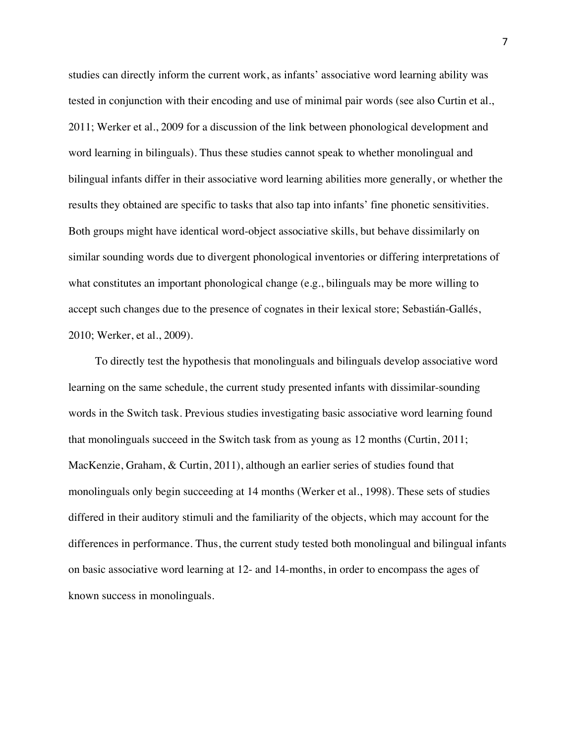studies can directly inform the current work, as infants' associative word learning ability was tested in conjunction with their encoding and use of minimal pair words (see also Curtin et al., 2011; Werker et al., 2009 for a discussion of the link between phonological development and word learning in bilinguals). Thus these studies cannot speak to whether monolingual and bilingual infants differ in their associative word learning abilities more generally, or whether the results they obtained are specific to tasks that also tap into infants' fine phonetic sensitivities. Both groups might have identical word-object associative skills, but behave dissimilarly on similar sounding words due to divergent phonological inventories or differing interpretations of what constitutes an important phonological change (e.g., bilinguals may be more willing to accept such changes due to the presence of cognates in their lexical store; Sebastián-Gallés, 2010; Werker, et al., 2009).

To directly test the hypothesis that monolinguals and bilinguals develop associative word learning on the same schedule, the current study presented infants with dissimilar-sounding words in the Switch task. Previous studies investigating basic associative word learning found that monolinguals succeed in the Switch task from as young as 12 months (Curtin, 2011; MacKenzie, Graham, & Curtin, 2011), although an earlier series of studies found that monolinguals only begin succeeding at 14 months (Werker et al., 1998). These sets of studies differed in their auditory stimuli and the familiarity of the objects, which may account for the differences in performance. Thus, the current study tested both monolingual and bilingual infants on basic associative word learning at 12- and 14-months, in order to encompass the ages of known success in monolinguals.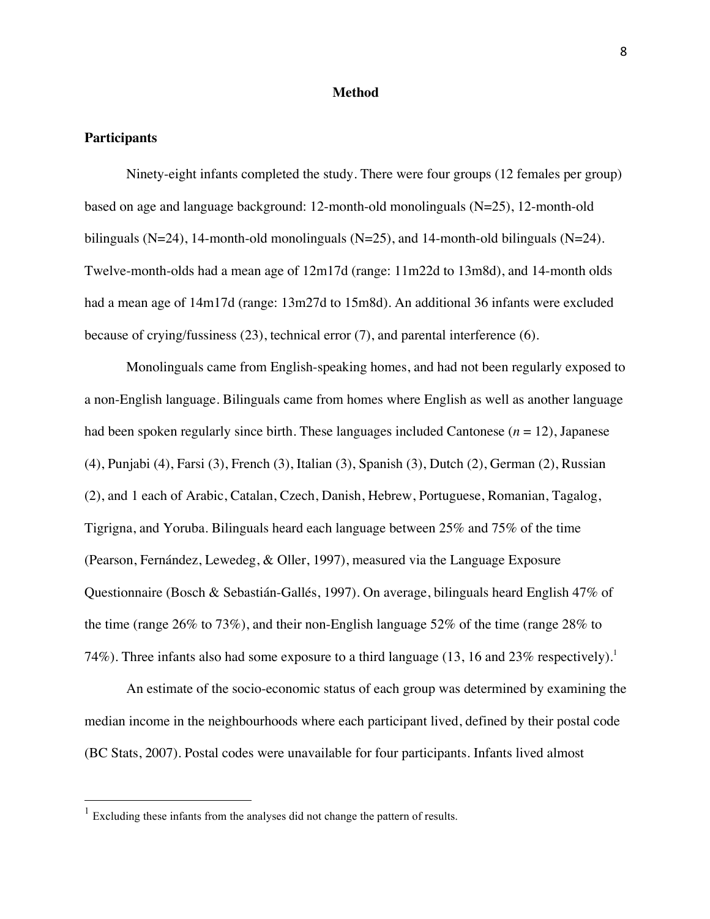# Method

## Participants

Ninety-eight infants completed the study. There were four groups (12 females per group) based on age and language background: 12-month-old monolinguals (N=25), 12-month-old bilinguals (N=24), 14-month-old monolinguals (N=25), and 14-month-old bilinguals (N=24). Twelve-month-olds had a mean age of 12m17d (range: 11m22d to 13m8d), and 14-month olds had a mean age of 14m17d (range: 13m27d to 15m8d). An additional 36 infants were excluded because of crying/fussiness (23), technical error (7), and parental interference (6).

Monolinguals came from English-speaking homes, and had not been regularly exposed to a non-English language. Bilinguals came from homes where English as well as another language had been spoken regularly since birth. These languages included Cantonese (*n* = 12), Japanese (4), Punjabi (4), Farsi (3), French (3), Italian (3), Spanish (3), Dutch (2), German (2), Russian (2), and 1 each of Arabic, Catalan, Czech, Danish, Hebrew, Portuguese, Romanian, Tagalog, Tigrigna, and Yoruba. Bilinguals heard each language between 25% and 75% of the time (Pearson, Fernández, Lewedeg, & Oller, 1997), measured via the Language Exposure Questionnaire (Bosch & Sebastián-Gallés, 1997). On average, bilinguals heard English 47% of the time (range 26% to 73%), and their non-English language 52% of the time (range 28% to 74%). Three infants also had some exposure to a third language (13, 16 and 23% respectively).[1]

An estimate of the socio-economic status of each group was determined by examining the median income in the neighbourhoods where each participant lived, defined by their postal code (BC Stats, 2007). Postal codes were unavailable for four participants. Infants lived almost

[1] Excluding these infants from the analyses did not change the pattern of results.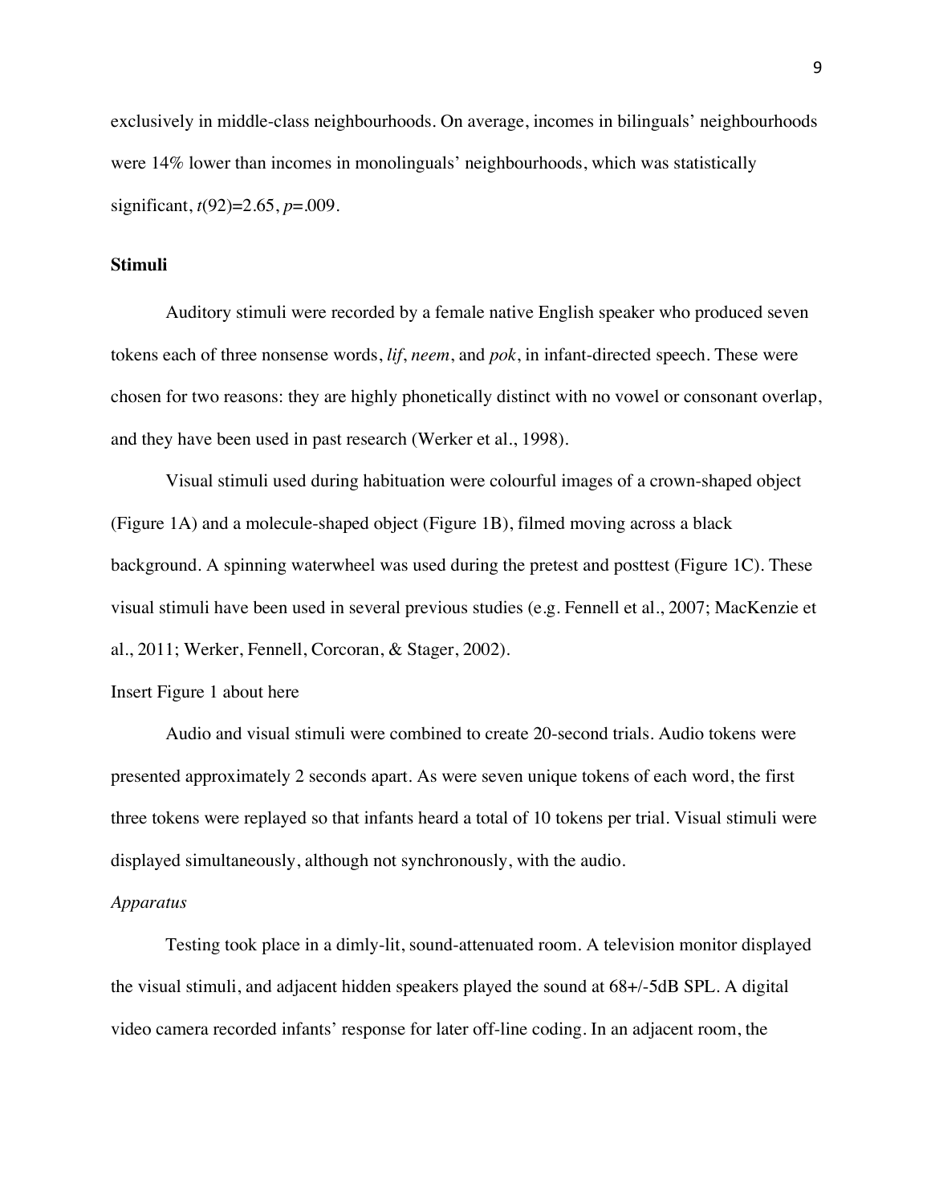exclusively in middle-class neighbourhoods. On average, incomes in bilinguals' neighbourhoods were 14% lower than incomes in monolinguals' neighbourhoods, which was statistically significant, $t(92)=2.65$, $p=.009$.

## Stimuli

Auditory stimuli were recorded by a female native English speaker who produced seven tokens each of three nonsense words, *lif*, *neem*, and *pok*, in infant-directed speech. These were chosen for two reasons: they are highly phonetically distinct with no vowel or consonant overlap, and they have been used in past research (Werker et al., 1998).

Visual stimuli used during habituation were colourful images of a crown-shaped object (Figure 1A) and a molecule-shaped object (Figure 1B), filmed moving across a black background. A spinning waterwheel was used during the pretest and posttest (Figure 1C). These visual stimuli have been used in several previous studies (e.g. Fennell et al., 2007; MacKenzie et al., 2011; Werker, Fennell, Corcoran, & Stager, 2002).

Insert Figure 1 about here

Audio and visual stimuli were combined to create 20-second trials. Audio tokens were presented approximately 2 seconds apart. As were seven unique tokens of each word, the first three tokens were replayed so that infants heard a total of 10 tokens per trial. Visual stimuli were displayed simultaneously, although not synchronously, with the audio.

### *Apparatus*

Testing took place in a dimly-lit, sound-attenuated room. A television monitor displayed the visual stimuli, and adjacent hidden speakers played the sound at 68+/-5dB SPL. A digital video camera recorded infants' response for later off-line coding. In an adjacent room, the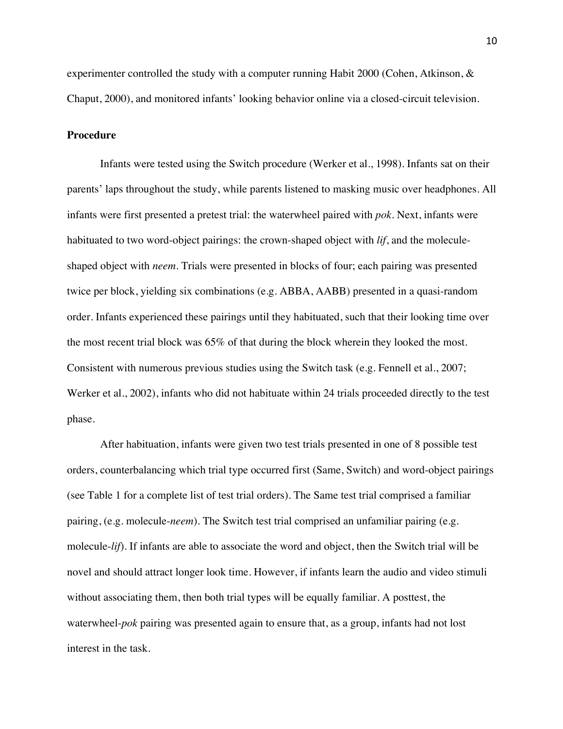experimenter controlled the study with a computer running Habit 2000 (Cohen, Atkinson, & Chaput, 2000), and monitored infants' looking behavior online via a closed-circuit television.

**Procedure**

Infants were tested using the Switch procedure (Werker et al., 1998). Infants sat on their parents' laps throughout the study, while parents listened to masking music over headphones. All infants were first presented a pretest trial: the waterwheel paired with *pok*. Next, infants were habituated to two word-object pairings: the crown-shaped object with *lif*, and the molecule-shaped object with *neem*. Trials were presented in blocks of four; each pairing was presented twice per block, yielding six combinations (e.g. ABBA, AABB) presented in a quasi-random order. Infants experienced these pairings until they habituated, such that their looking time over the most recent trial block was 65% of that during the block wherein they looked the most. Consistent with numerous previous studies using the Switch task (e.g. Fennell et al., 2007; Werker et al., 2002), infants who did not habituate within 24 trials proceeded directly to the test phase.

After habituation, infants were given two test trials presented in one of 8 possible test orders, counterbalancing which trial type occurred first (Same, Switch) and word-object pairings (see Table 1 for a complete list of test trial orders). The Same test trial comprised a familiar pairing, (e.g. molecule-*neem*). The Switch test trial comprised an unfamiliar pairing (e.g. molecule-*lif*). If infants are able to associate the word and object, then the Switch trial will be novel and should attract longer look time. However, if infants learn the audio and video stimuli without associating them, then both trial types will be equally familiar. A posttest, the waterwheel-*pok* pairing was presented again to ensure that, as a group, infants had not lost interest in the task.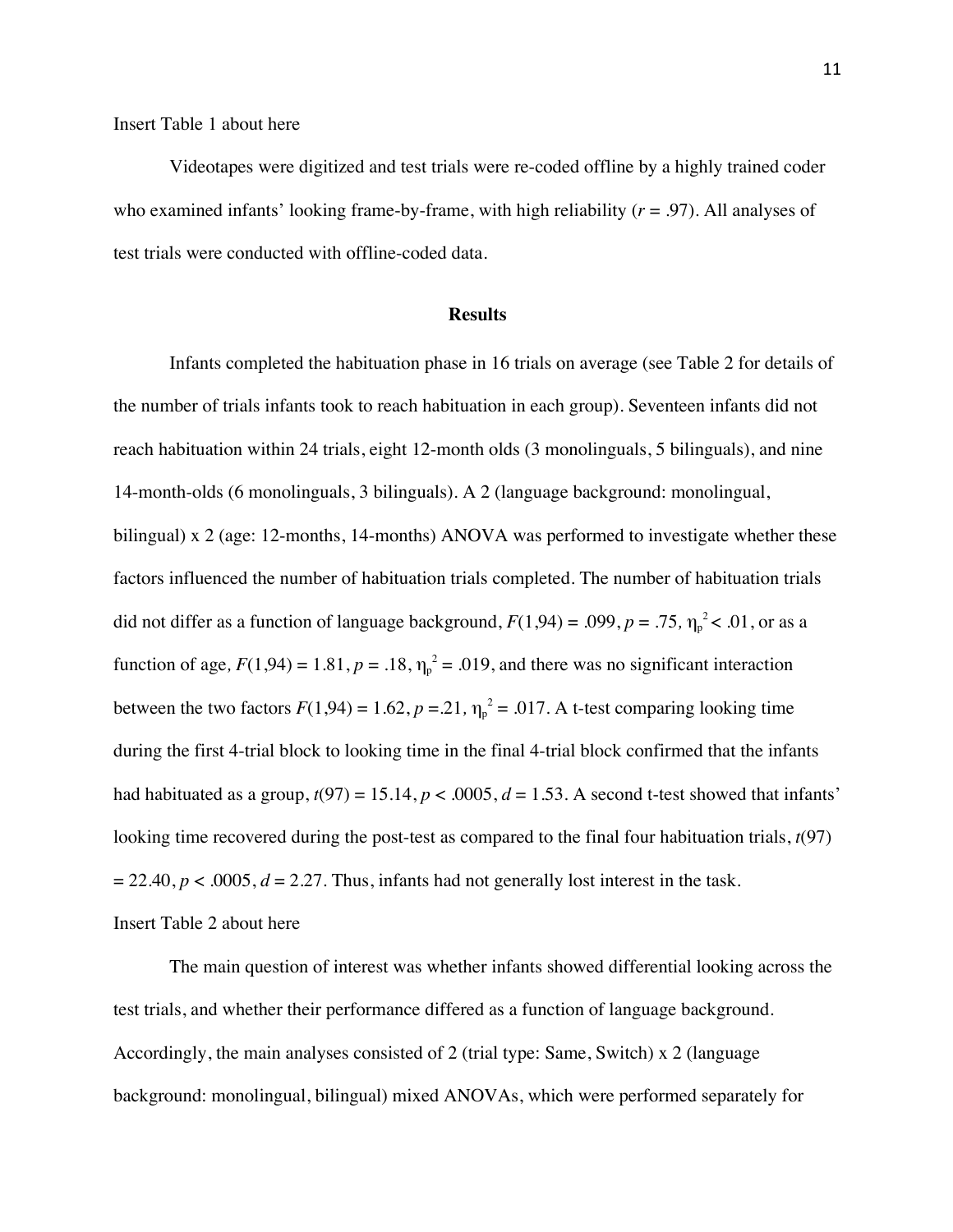Insert Table 1 about here

Videotapes were digitized and test trials were re-coded offline by a highly trained coder who examined infants' looking frame-by-frame, with high reliability ($r = .97$). All analyses of test trials were conducted with offline-coded data.

## Results

Infants completed the habituation phase in 16 trials on average (see Table 2 for details of the number of trials infants took to reach habituation in each group). Seventeen infants did not reach habituation within 24 trials, eight 12-month olds (3 monolinguals, 5 bilinguals), and nine 14-month-olds (6 monolinguals, 3 bilinguals). A 2 (language background: monolingual, bilingual) x 2 (age: 12-months, 14-months) ANOVA was performed to investigate whether these factors influenced the number of habituation trials completed. The number of habituation trials did not differ as a function of language background, $F(1,94) = .099$, $p = .75$, $\eta_p^2 < .01$, or as a function of age, $F(1,94) = 1.81$, $p = .18$, $\eta_p^2 = .019$, and there was no significant interaction between the two factors $F(1,94) = 1.62$, $p = .21$, $\eta_p^2 = .017$. A t-test comparing looking time during the first 4-trial block to looking time in the final 4-trial block confirmed that the infants had habituated as a group, $t(97) = 15.14$, $p < .0005$, $d = 1.53$. A second t-test showed that infants' looking time recovered during the post-test as compared to the final four habituation trials, $t(97) = 22.40$, $p < .0005$, $d = 2.27$. Thus, infants had not generally lost interest in the task.

Insert Table 2 about here

The main question of interest was whether infants showed differential looking across the test trials, and whether their performance differed as a function of language background. Accordingly, the main analyses consisted of 2 (trial type: Same, Switch) x 2 (language background: monolingual, bilingual) mixed ANOVAs, which were performed separately for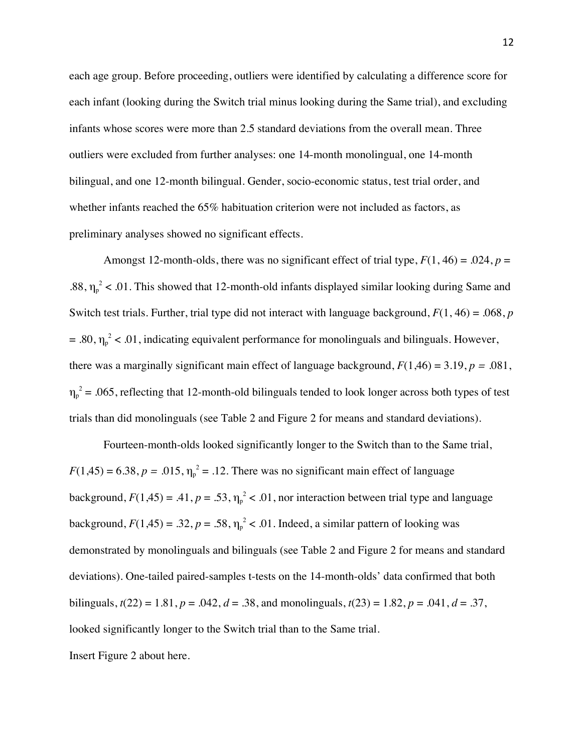each age group. Before proceeding, outliers were identified by calculating a difference score for each infant (looking during the Switch trial minus looking during the Same trial), and excluding infants whose scores were more than 2.5 standard deviations from the overall mean. Three outliers were excluded from further analyses: one 14-month monolingual, one 14-month bilingual, and one 12-month bilingual. Gender, socio-economic status, test trial order, and whether infants reached the 65% habituation criterion were not included as factors, as preliminary analyses showed no significant effects.

Amongst 12-month-olds, there was no significant effect of trial type, $F(1, 46) = .024$, $p = .88$, $\eta_p^2 < .01$. This showed that 12-month-old infants displayed similar looking during Same and Switch test trials. Further, trial type did not interact with language background, $F(1, 46) = .068$, $p = .80$, $\eta_p^2 < .01$, indicating equivalent performance for monolinguals and bilinguals. However, there was a marginally significant main effect of language background, $F(1,46) = 3.19$, $p = .081$, $\eta_p^2 = .065$, reflecting that 12-month-old bilinguals tended to look longer across both types of test trials than did monolinguals (see Table 2 and Figure 2 for means and standard deviations).

Fourteen-month-olds looked significantly longer to the Switch than to the Same trial, $F(1,45) = 6.38$, $p = .015$, $\eta_p^2 = .12$. There was no significant main effect of language background, $F(1,45) = .41$, $p = .53$, $\eta_p^2 < .01$, nor interaction between trial type and language background, $F(1,45) = .32$, $p = .58$, $\eta_p^2 < .01$. Indeed, a similar pattern of looking was demonstrated by monolinguals and bilinguals (see Table 2 and Figure 2 for means and standard deviations). One-tailed paired-samples t-tests on the 14-month-olds' data confirmed that both bilinguals, $t(22) = 1.81$, $p = .042$, $d = .38$, and monolinguals, $t(23) = 1.82$, $p = .041$, $d = .37$, looked significantly longer to the Switch trial than to the Same trial.

Insert Figure 2 about here.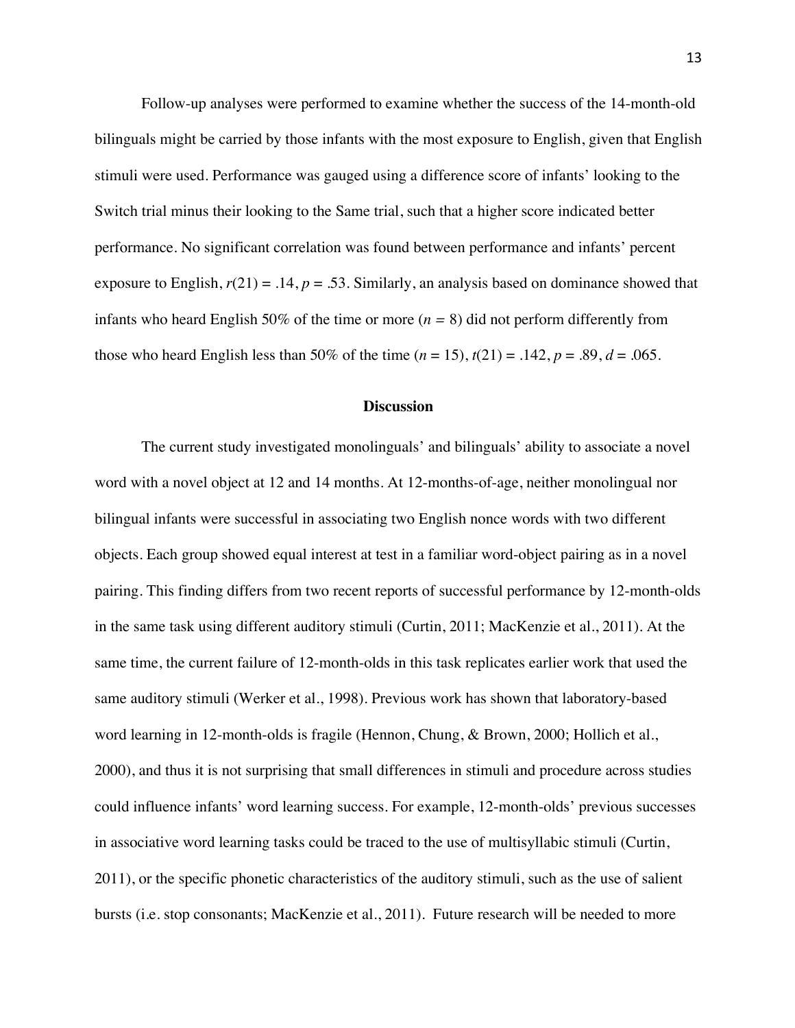Follow-up analyses were performed to examine whether the success of the 14-month-old bilinguals might be carried by those infants with the most exposure to English, given that English stimuli were used. Performance was gauged using a difference score of infants' looking to the Switch trial minus their looking to the Same trial, such that a higher score indicated better performance. No significant correlation was found between performance and infants' percent exposure to English, $r(21) = .14$, $p = .53$. Similarly, an analysis based on dominance showed that infants who heard English 50% of the time or more ($n = 8$) did not perform differently from those who heard English less than 50% of the time ($n = 15$), $t(21) = .142$, $p = .89$, $d = .065$.

## Discussion

The current study investigated monolinguals' and bilinguals' ability to associate a novel word with a novel object at 12 and 14 months. At 12-months-of-age, neither monolingual nor bilingual infants were successful in associating two English nonce words with two different objects. Each group showed equal interest at test in a familiar word-object pairing as in a novel pairing. This finding differs from two recent reports of successful performance by 12-month-olds in the same task using different auditory stimuli (Curtin, 2011; MacKenzie et al., 2011). At the same time, the current failure of 12-month-olds in this task replicates earlier work that used the same auditory stimuli (Werker et al., 1998). Previous work has shown that laboratory-based word learning in 12-month-olds is fragile (Hennon, Chung, & Brown, 2000; Hollich et al., 2000), and thus it is not surprising that small differences in stimuli and procedure across studies could influence infants' word learning success. For example, 12-month-olds' previous successes in associative word learning tasks could be traced to the use of multisyllabic stimuli (Curtin, 2011), or the specific phonetic characteristics of the auditory stimuli, such as the use of salient bursts (i.e. stop consonants; MacKenzie et al., 2011). Future research will be needed to more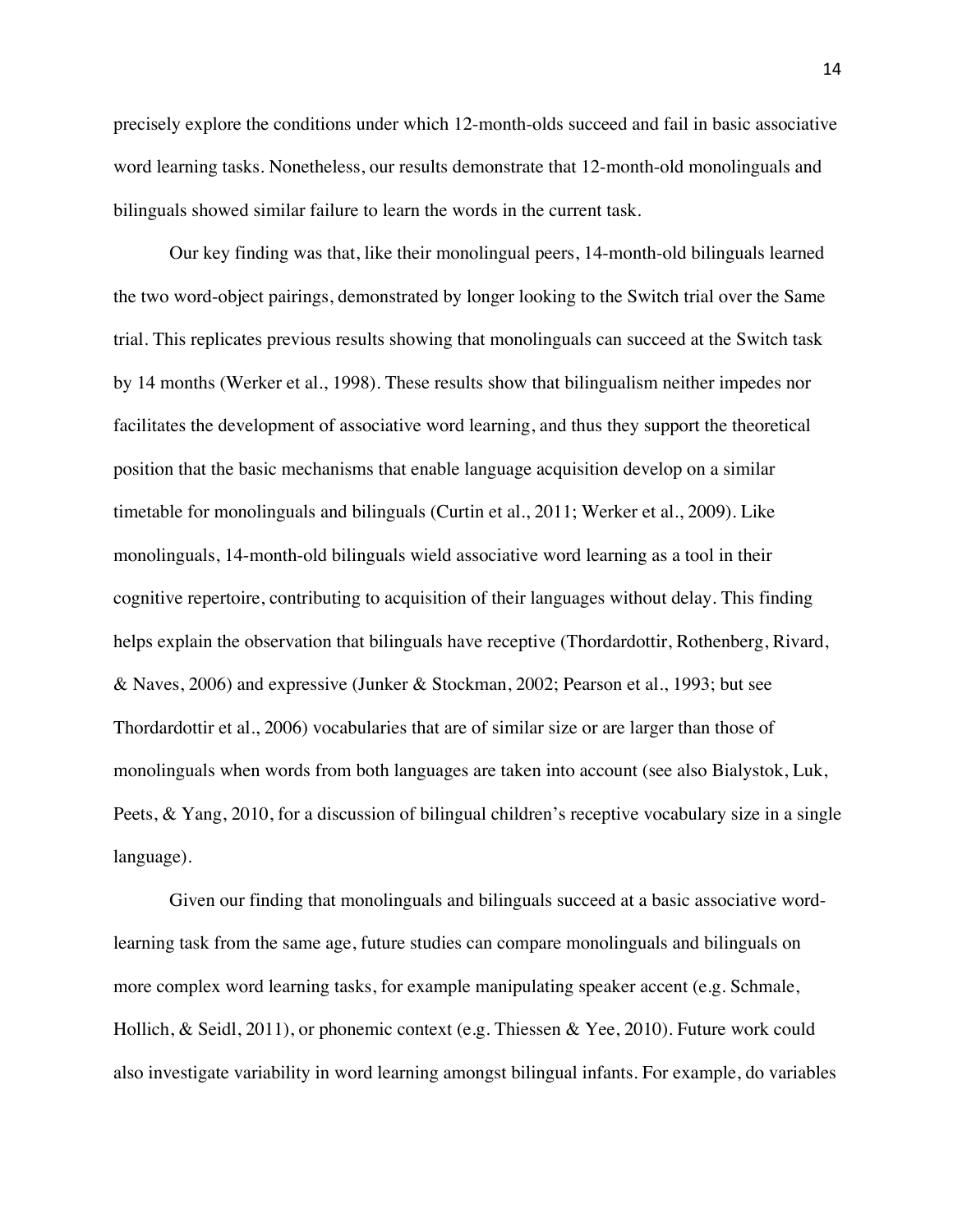precisely explore the conditions under which 12-month-olds succeed and fail in basic associative word learning tasks. Nonetheless, our results demonstrate that 12-month-old monolinguals and bilinguals showed similar failure to learn the words in the current task.

Our key finding was that, like their monolingual peers, 14-month-old bilinguals learned the two word-object pairings, demonstrated by longer looking to the Switch trial over the Same trial. This replicates previous results showing that monolinguals can succeed at the Switch task by 14 months (Werker et al., 1998). These results show that bilingualism neither impedes nor facilitates the development of associative word learning, and thus they support the theoretical position that the basic mechanisms that enable language acquisition develop on a similar timetable for monolinguals and bilinguals (Curtin et al., 2011; Werker et al., 2009). Like monolinguals, 14-month-old bilinguals wield associative word learning as a tool in their cognitive repertoire, contributing to acquisition of their languages without delay. This finding helps explain the observation that bilinguals have receptive (Thordardottir, Rothenberg, Rivard, & Naves, 2006) and expressive (Junker & Stockman, 2002; Pearson et al., 1993; but see Thordardottir et al., 2006) vocabularies that are of similar size or are larger than those of monolinguals when words from both languages are taken into account (see also Bialystok, Luk, Peets, & Yang, 2010, for a discussion of bilingual children's receptive vocabulary size in a single language).

Given our finding that monolinguals and bilinguals succeed at a basic associative word-learning task from the same age, future studies can compare monolinguals and bilinguals on more complex word learning tasks, for example manipulating speaker accent (e.g. Schmale, Hollich, & Seidl, 2011), or phonemic context (e.g. Thiessen & Yee, 2010). Future work could also investigate variability in word learning amongst bilingual infants. For example, do variables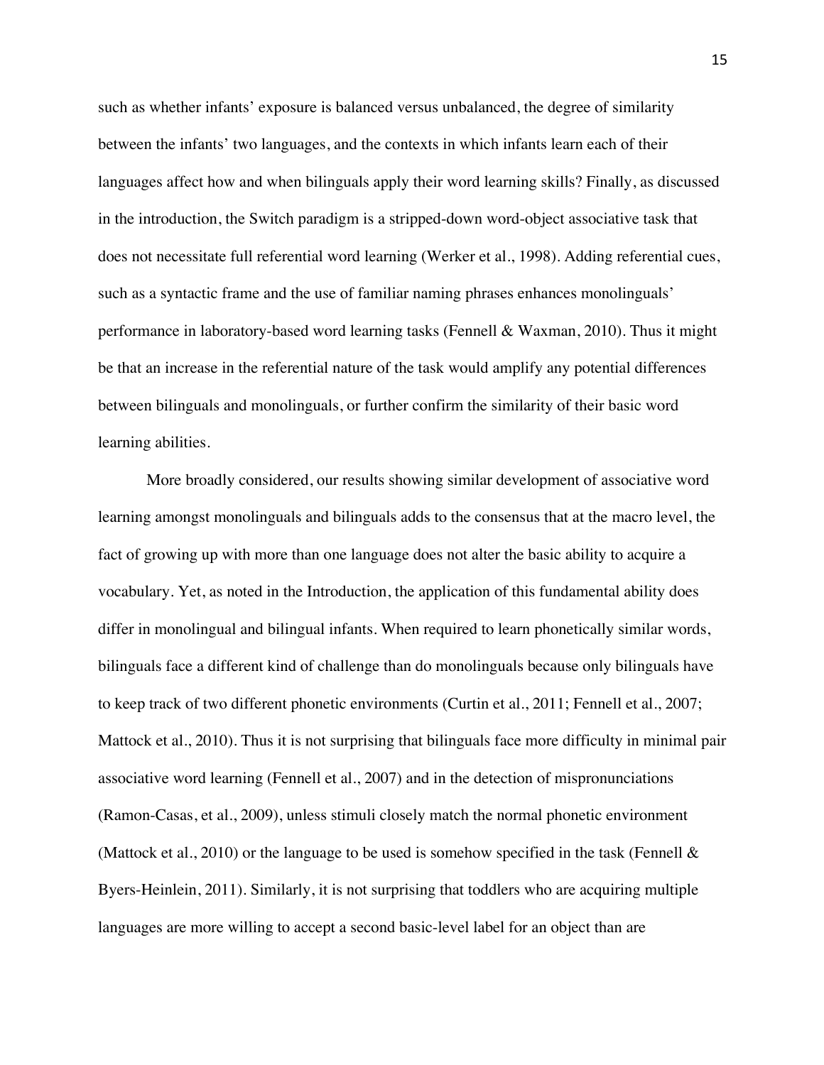such as whether infants' exposure is balanced versus unbalanced, the degree of similarity between the infants' two languages, and the contexts in which infants learn each of their languages affect how and when bilinguals apply their word learning skills? Finally, as discussed in the introduction, the Switch paradigm is a stripped-down word-object associative task that does not necessitate full referential word learning (Werker et al., 1998). Adding referential cues, such as a syntactic frame and the use of familiar naming phrases enhances monolinguals' performance in laboratory-based word learning tasks (Fennell & Waxman, 2010). Thus it might be that an increase in the referential nature of the task would amplify any potential differences between bilinguals and monolinguals, or further confirm the similarity of their basic word learning abilities.

More broadly considered, our results showing similar development of associative word learning amongst monolinguals and bilinguals adds to the consensus that at the macro level, the fact of growing up with more than one language does not alter the basic ability to acquire a vocabulary. Yet, as noted in the Introduction, the application of this fundamental ability does differ in monolingual and bilingual infants. When required to learn phonetically similar words, bilinguals face a different kind of challenge than do monolinguals because only bilinguals have to keep track of two different phonetic environments (Curtin et al., 2011; Fennell et al., 2007; Mattock et al., 2010). Thus it is not surprising that bilinguals face more difficulty in minimal pair associative word learning (Fennell et al., 2007) and in the detection of mispronunciations (Ramon-Casas, et al., 2009), unless stimuli closely match the normal phonetic environment (Mattock et al., 2010) or the language to be used is somehow specified in the task (Fennell & Byers-Heinlein, 2011). Similarly, it is not surprising that toddlers who are acquiring multiple languages are more willing to accept a second basic-level label for an object than are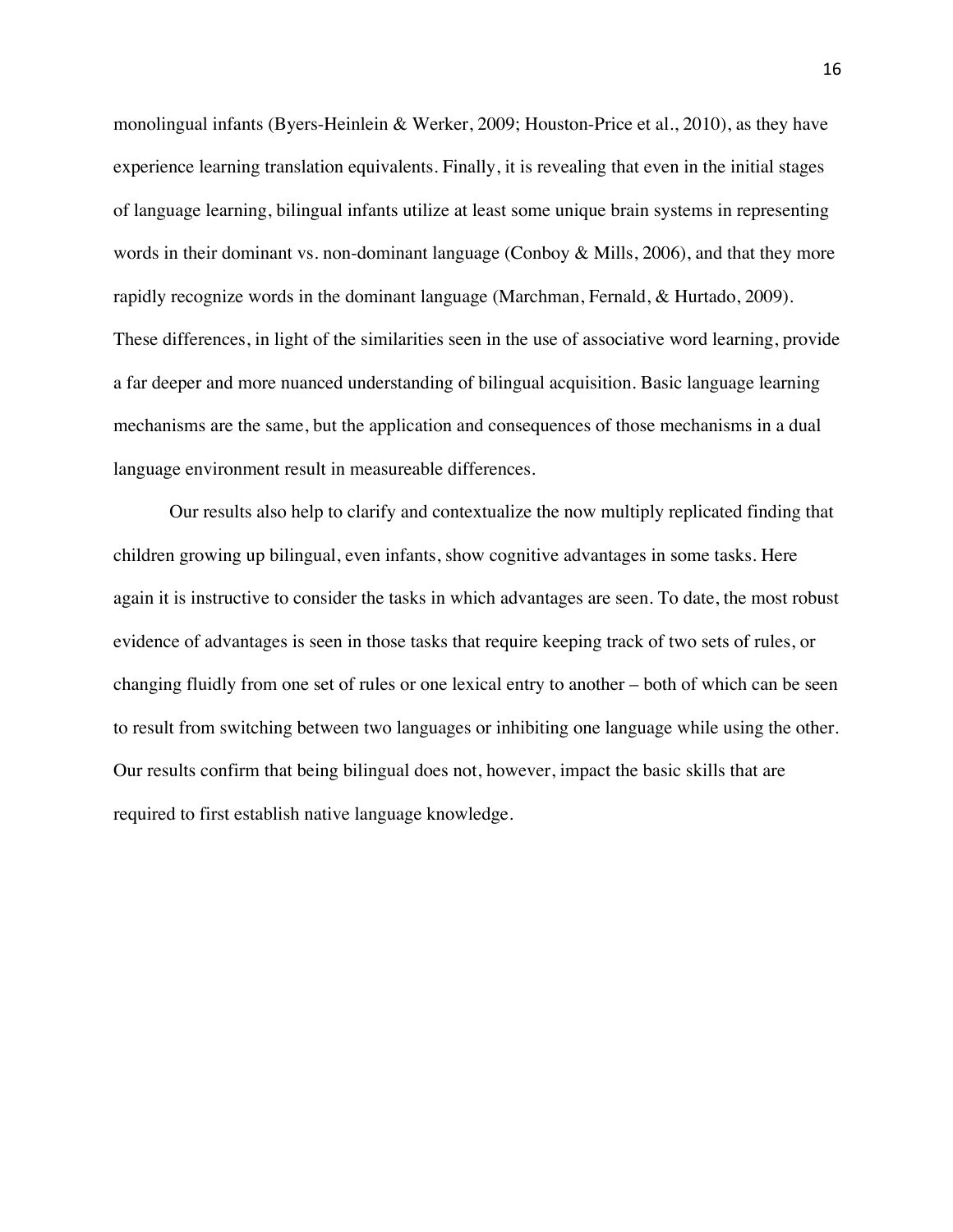monolingual infants (Byers-Heinlein & Werker, 2009; Houston-Price et al., 2010), as they have experience learning translation equivalents. Finally, it is revealing that even in the initial stages of language learning, bilingual infants utilize at least some unique brain systems in representing words in their dominant vs. non-dominant language (Conboy & Mills, 2006), and that they more rapidly recognize words in the dominant language (Marchman, Fernald, & Hurtado, 2009). These differences, in light of the similarities seen in the use of associative word learning, provide a far deeper and more nuanced understanding of bilingual acquisition. Basic language learning mechanisms are the same, but the application and consequences of those mechanisms in a dual language environment result in measureable differences.

Our results also help to clarify and contextualize the now multiply replicated finding that children growing up bilingual, even infants, show cognitive advantages in some tasks. Here again it is instructive to consider the tasks in which advantages are seen. To date, the most robust evidence of advantages is seen in those tasks that require keeping track of two sets of rules, or changing fluidly from one set of rules or one lexical entry to another – both of which can be seen to result from switching between two languages or inhibiting one language while using the other. Our results confirm that being bilingual does not, however, impact the basic skills that are required to first establish native language knowledge.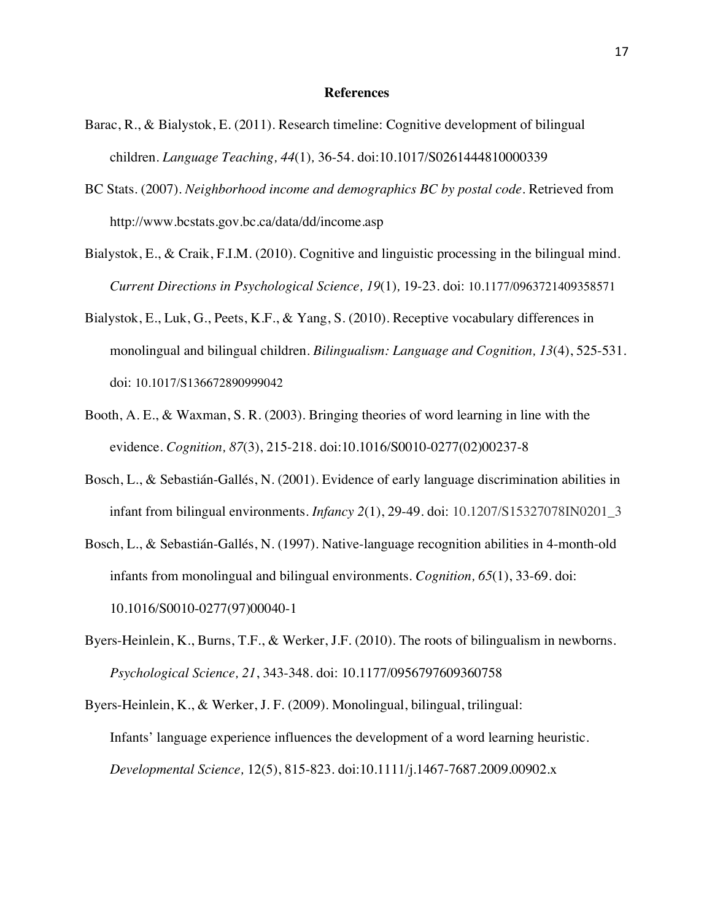# References

Barac, R., & Bialystok, E. (2011). Research timeline: Cognitive development of bilingual children. *Language Teaching, 44*(1), 36-54. doi:10.1017/S0261444810000339

BC Stats. (2007). *Neighborhood income and demographics BC by postal code*. Retrieved from http://www.bcstats.gov.bc.ca/data/dd/income.asp

Bialystok, E., & Craik, F.I.M. (2010). Cognitive and linguistic processing in the bilingual mind. *Current Directions in Psychological Science, 19*(1), 19-23. doi: 10.1177/0963721409358571

Bialystok, E., Luk, G., Peets, K.F., & Yang, S. (2010). Receptive vocabulary differences in monolingual and bilingual children. *Bilingualism: Language and Cognition, 13*(4), 525-531. doi: 10.1017/S136672890999042

Booth, A. E., & Waxman, S. R. (2003). Bringing theories of word learning in line with the evidence. *Cognition, 87*(3), 215-218. doi:10.1016/S0010-0277(02)00237-8

Bosch, L., & Sebastián-Gallés, N. (2001). Evidence of early language discrimination abilities in infant from bilingual environments. *Infancy 2*(1), 29-49. doi: 10.1207/S15327078IN0201_3

Bosch, L., & Sebastián-Gallés, N. (1997). Native-language recognition abilities in 4-month-old infants from monolingual and bilingual environments. *Cognition, 65*(1), 33-69. doi: 10.1016/S0010-0277(97)00040-1

Byers-Heinlein, K., Burns, T.F., & Werker, J.F. (2010). The roots of bilingualism in newborns. *Psychological Science, 21*, 343-348. doi: 10.1177/0956797609360758

Byers-Heinlein, K., & Werker, J. F. (2009). Monolingual, bilingual, trilingual: Infants' language experience influences the development of a word learning heuristic. *Developmental Science,* 12(5), 815-823. doi:10.1111/j.1467-7687.2009.00902.x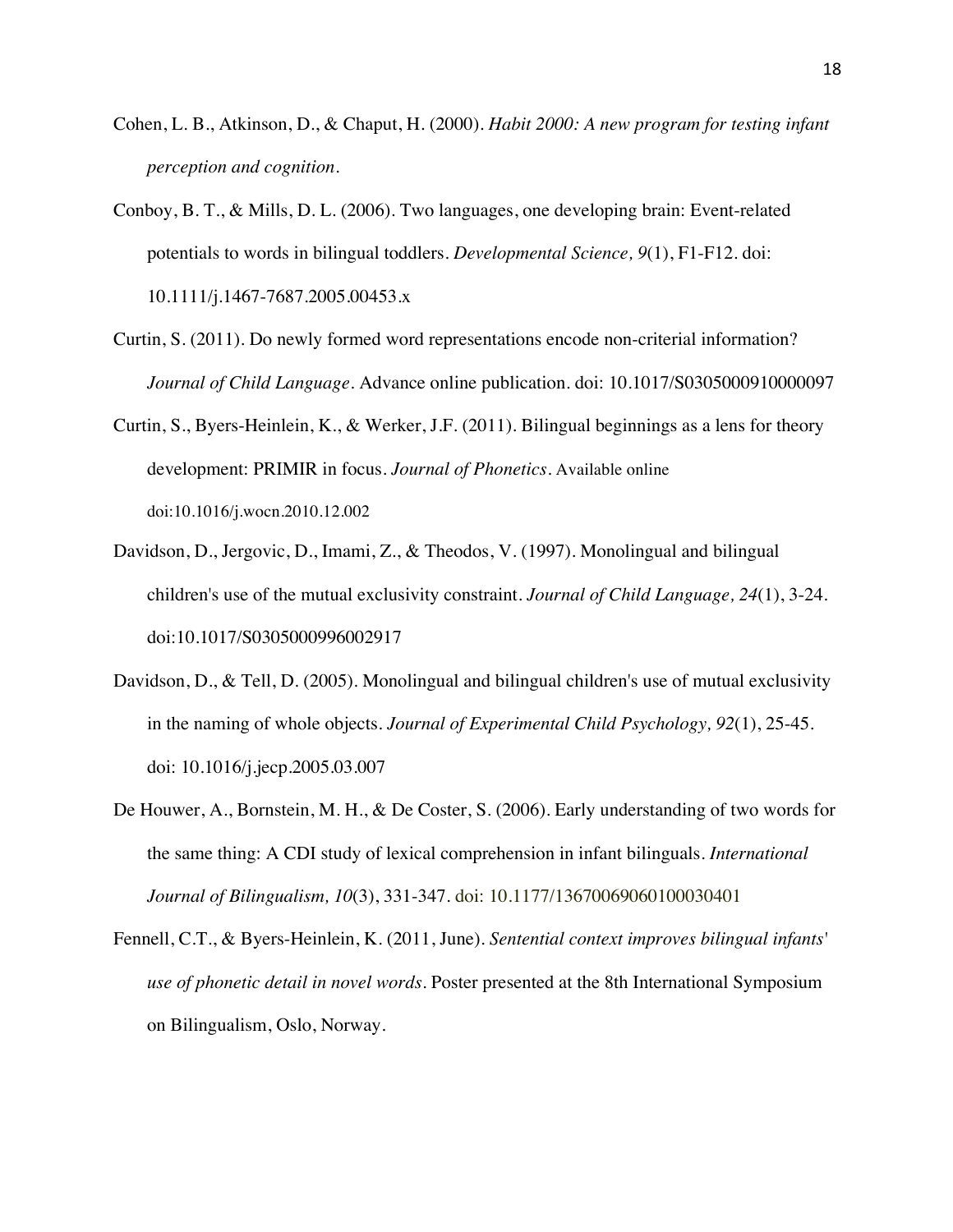Cohen, L. B., Atkinson, D., & Chaput, H. (2000). *Habit 2000: A new program for testing infant perception and cognition*.

Conboy, B. T., & Mills, D. L. (2006). Two languages, one developing brain: Event-related potentials to words in bilingual toddlers. *Developmental Science, 9*(1), F1-F12. doi: 10.1111/j.1467-7687.2005.00453.x

Curtin, S. (2011). Do newly formed word representations encode non-criterial information? *Journal of Child Language*. Advance online publication. doi: 10.1017/S0305000910000097

Curtin, S., Byers-Heinlein, K., & Werker, J.F. (2011). Bilingual beginnings as a lens for theory development: PRIMIR in focus. *Journal of Phonetics*. Available online doi:10.1016/j.wocn.2010.12.002

Davidson, D., Jergovic, D., Imami, Z., & Theodos, V. (1997). Monolingual and bilingual children's use of the mutual exclusivity constraint. *Journal of Child Language, 24*(1), 3-24. doi:10.1017/S0305000996002917

Davidson, D., & Tell, D. (2005). Monolingual and bilingual children's use of mutual exclusivity in the naming of whole objects. *Journal of Experimental Child Psychology, 92*(1), 25-45. doi: 10.1016/j.jecp.2005.03.007

De Houwer, A., Bornstein, M. H., & De Coster, S. (2006). Early understanding of two words for the same thing: A CDI study of lexical comprehension in infant bilinguals. *International Journal of Bilingualism, 10*(3), 331-347. doi: 10.1177/13670069060100030401

Fennell, C.T., & Byers-Heinlein, K. (2011, June). *Sentential context improves bilingual infants' use of phonetic detail in novel words*. Poster presented at the 8th International Symposium on Bilingualism, Oslo, Norway.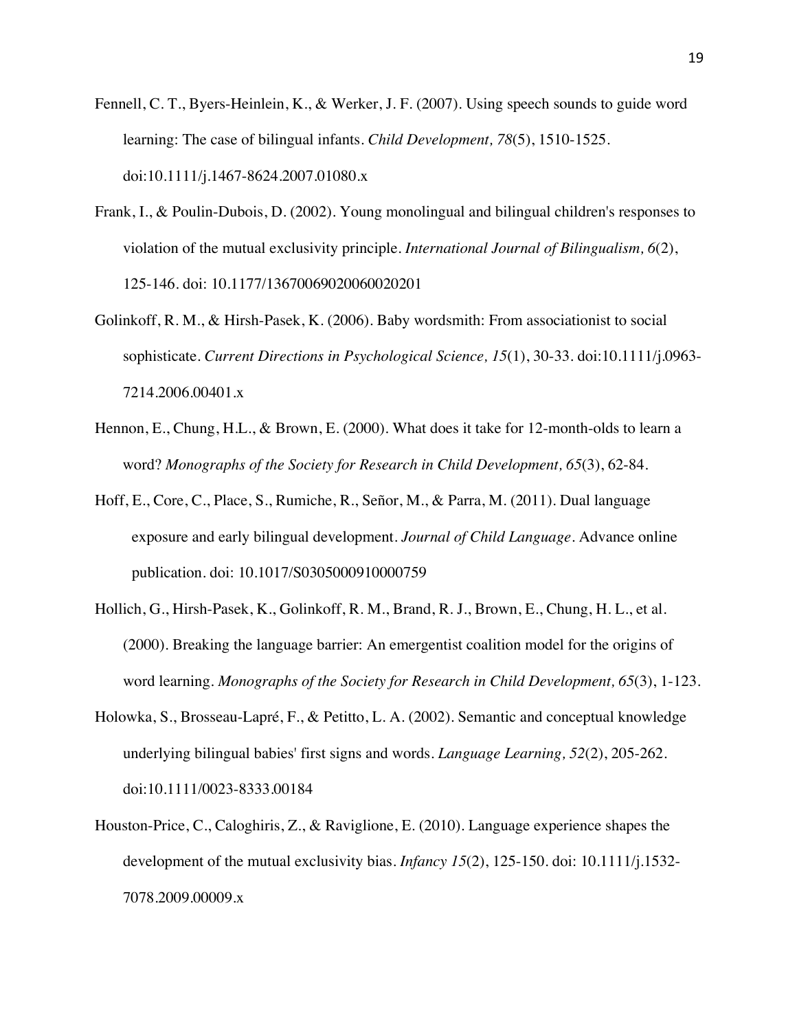Fennell, C. T., Byers-Heinlein, K., & Werker, J. F. (2007). Using speech sounds to guide word learning: The case of bilingual infants. *Child Development, 78*(5), 1510-1525. doi:10.1111/j.1467-8624.2007.01080.x

Frank, I., & Poulin-Dubois, D. (2002). Young monolingual and bilingual children's responses to violation of the mutual exclusivity principle. *International Journal of Bilingualism, 6*(2), 125-146. doi: 10.1177/13670069020060020201

Golinkoff, R. M., & Hirsh-Pasek, K. (2006). Baby wordsmith: From associationist to social sophisticate. *Current Directions in Psychological Science, 15*(1), 30-33. doi:10.1111/j.0963-7214.2006.00401.x

Hennon, E., Chung, H.L., & Brown, E. (2000). What does it take for 12-month-olds to learn a word? *Monographs of the Society for Research in Child Development, 65*(3), 62-84.

Hoff, E., Core, C., Place, S., Rumiche, R., Señor, M., & Parra, M. (2011). Dual language exposure and early bilingual development. *Journal of Child Language*. Advance online publication. doi: 10.1017/S0305000910000759

Hollich, G., Hirsh-Pasek, K., Golinkoff, R. M., Brand, R. J., Brown, E., Chung, H. L., et al. (2000). Breaking the language barrier: An emergentist coalition model for the origins of word learning. *Monographs of the Society for Research in Child Development, 65*(3), 1-123.

Holowka, S., Brosseau-Lapré, F., & Petitto, L. A. (2002). Semantic and conceptual knowledge underlying bilingual babies' first signs and words. *Language Learning, 52*(2), 205-262. doi:10.1111/0023-8333.00184

Houston-Price, C., Caloghiris, Z., & Raviglione, E. (2010). Language experience shapes the development of the mutual exclusivity bias. *Infancy 15*(2), 125-150. doi: 10.1111/j.1532-7078.2009.00009.x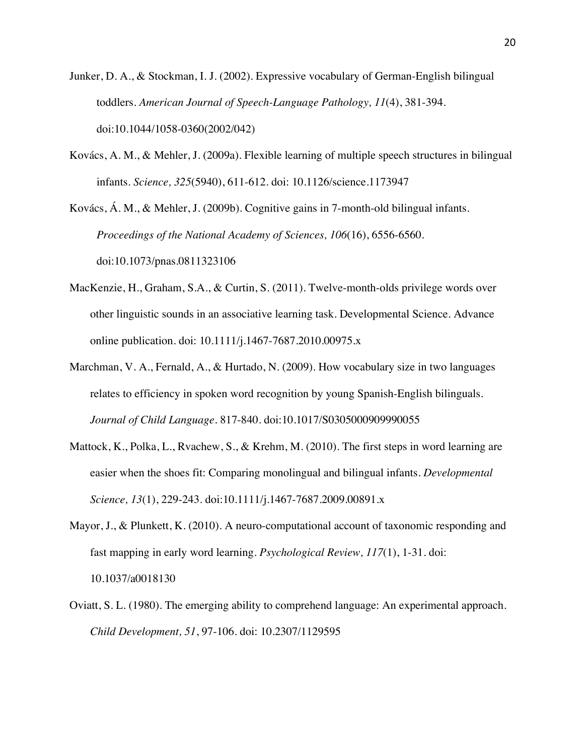Junker, D. A., & Stockman, I. J. (2002). Expressive vocabulary of German-English bilingual toddlers. *American Journal of Speech-Language Pathology, 11*(4), 381-394. doi:10.1044/1058-0360(2002/042)

Kovács, A. M., & Mehler, J. (2009a). Flexible learning of multiple speech structures in bilingual infants. *Science, 325*(5940), 611-612. doi: 10.1126/science.1173947

Kovács, Á. M., & Mehler, J. (2009b). Cognitive gains in 7-month-old bilingual infants. *Proceedings of the National Academy of Sciences, 106*(16), 6556-6560. doi:10.1073/pnas.0811323106

MacKenzie, H., Graham, S.A., & Curtin, S. (2011). Twelve-month-olds privilege words over other linguistic sounds in an associative learning task. Developmental Science. Advance online publication. doi: 10.1111/j.1467-7687.2010.00975.x

Marchman, V. A., Fernald, A., & Hurtado, N. (2009). How vocabulary size in two languages relates to efficiency in spoken word recognition by young Spanish-English bilinguals. *Journal of Child Language*. 817-840. doi:10.1017/S0305000909990055

Mattock, K., Polka, L., Rvachew, S., & Krehm, M. (2010). The first steps in word learning are easier when the shoes fit: Comparing monolingual and bilingual infants. *Developmental Science, 13*(1), 229-243. doi:10.1111/j.1467-7687.2009.00891.x

Mayor, J., & Plunkett, K. (2010). A neuro-computational account of taxonomic responding and fast mapping in early word learning. *Psychological Review, 117*(1), 1-31. doi: 10.1037/a0018130

Oviatt, S. L. (1980). The emerging ability to comprehend language: An experimental approach. *Child Development, 51*, 97-106. doi: 10.2307/1129595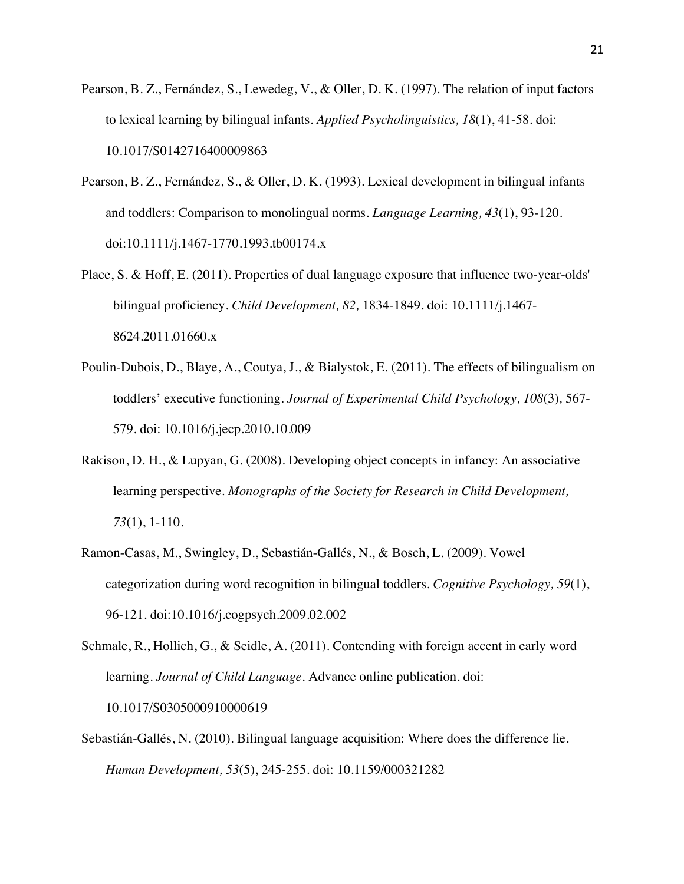Pearson, B. Z., Fernández, S., Lewedeg, V., & Oller, D. K. (1997). The relation of input factors to lexical learning by bilingual infants. *Applied Psycholinguistics, 18*(1), 41-58. doi: 10.1017/S0142716400009863

Pearson, B. Z., Fernández, S., & Oller, D. K. (1993). Lexical development in bilingual infants and toddlers: Comparison to monolingual norms. *Language Learning, 43*(1), 93-120. doi:10.1111/j.1467-1770.1993.tb00174.x

Place, S. & Hoff, E. (2011). Properties of dual language exposure that influence two-year-olds' bilingual proficiency. *Child Development, 82,* 1834-1849. doi: 10.1111/j.1467-8624.2011.01660.x

Poulin-Dubois, D., Blaye, A., Coutya, J., & Bialystok, E. (2011). The effects of bilingualism on toddlers' executive functioning. *Journal of Experimental Child Psychology, 108*(3), 567-579. doi: 10.1016/j.jecp.2010.10.009

Rakison, D. H., & Lupyan, G. (2008). Developing object concepts in infancy: An associative learning perspective. *Monographs of the Society for Research in Child Development, 73*(1), 1-110.

Ramon-Casas, M., Swingley, D., Sebastián-Gallés, N., & Bosch, L. (2009). Vowel categorization during word recognition in bilingual toddlers. *Cognitive Psychology, 59*(1), 96-121. doi:10.1016/j.cogpsych.2009.02.002

Schmale, R., Hollich, G., & Seidle, A. (2011). Contending with foreign accent in early word learning. *Journal of Child Language*. Advance online publication. doi: 10.1017/S0305000910000619

Sebastián-Gallés, N. (2010). Bilingual language acquisition: Where does the difference lie. *Human Development, 53*(5), 245-255. doi: 10.1159/000321282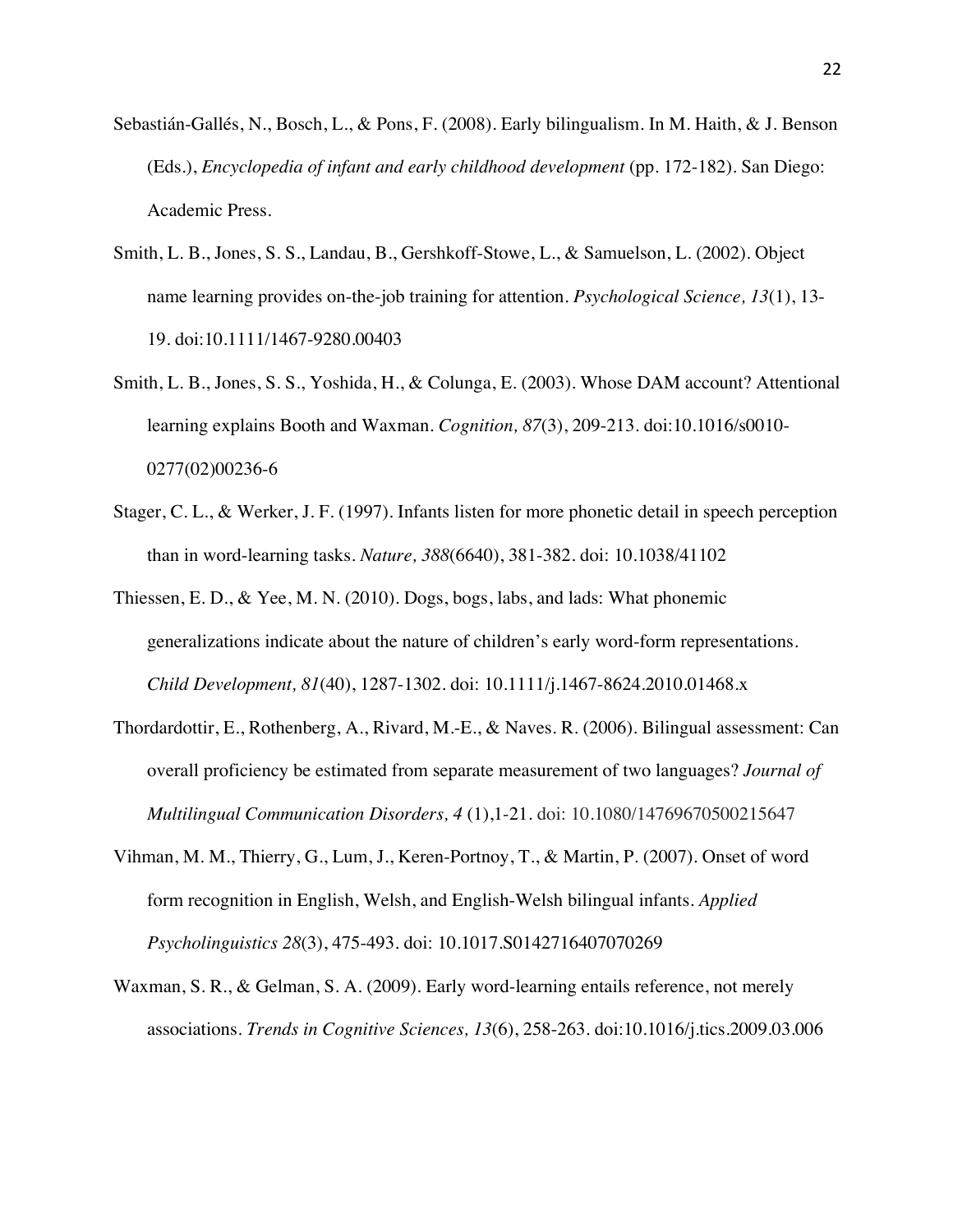Sebastián-Gallés, N., Bosch, L., & Pons, F. (2008). Early bilingualism. In M. Haith, & J. Benson (Eds.), *Encyclopedia of infant and early childhood development* (pp. 172-182). San Diego: Academic Press.

Smith, L. B., Jones, S. S., Landau, B., Gershkoff-Stowe, L., & Samuelson, L. (2002). Object name learning provides on-the-job training for attention. *Psychological Science, 13*(1), 13-19. doi:10.1111/1467-9280.00403

Smith, L. B., Jones, S. S., Yoshida, H., & Colunga, E. (2003). Whose DAM account? Attentional learning explains Booth and Waxman. *Cognition, 87*(3), 209-213. doi:10.1016/s0010-0277(02)00236-6

Stager, C. L., & Werker, J. F. (1997). Infants listen for more phonetic detail in speech perception than in word-learning tasks. *Nature, 388*(6640), 381-382. doi: 10.1038/41102

Thiessen, E. D., & Yee, M. N. (2010). Dogs, bogs, labs, and lads: What phonemic generalizations indicate about the nature of children's early word-form representations. *Child Development, 81*(40), 1287-1302. doi: 10.1111/j.1467-8624.2010.01468.x

Thordardottir, E., Rothenberg, A., Rivard, M.-E., & Naves. R. (2006). Bilingual assessment: Can overall proficiency be estimated from separate measurement of two languages? *Journal of Multilingual Communication Disorders, 4* (1),1-21. doi: 10.1080/14769670500215647

Vihman, M. M., Thierry, G., Lum, J., Keren-Portnoy, T., & Martin, P. (2007). Onset of word form recognition in English, Welsh, and English-Welsh bilingual infants. *Applied Psycholinguistics 28*(3), 475-493. doi: 10.1017.S0142716407070269

Waxman, S. R., & Gelman, S. A. (2009). Early word-learning entails reference, not merely associations. *Trends in Cognitive Sciences, 13*(6), 258-263. doi:10.1016/j.tics.2009.03.006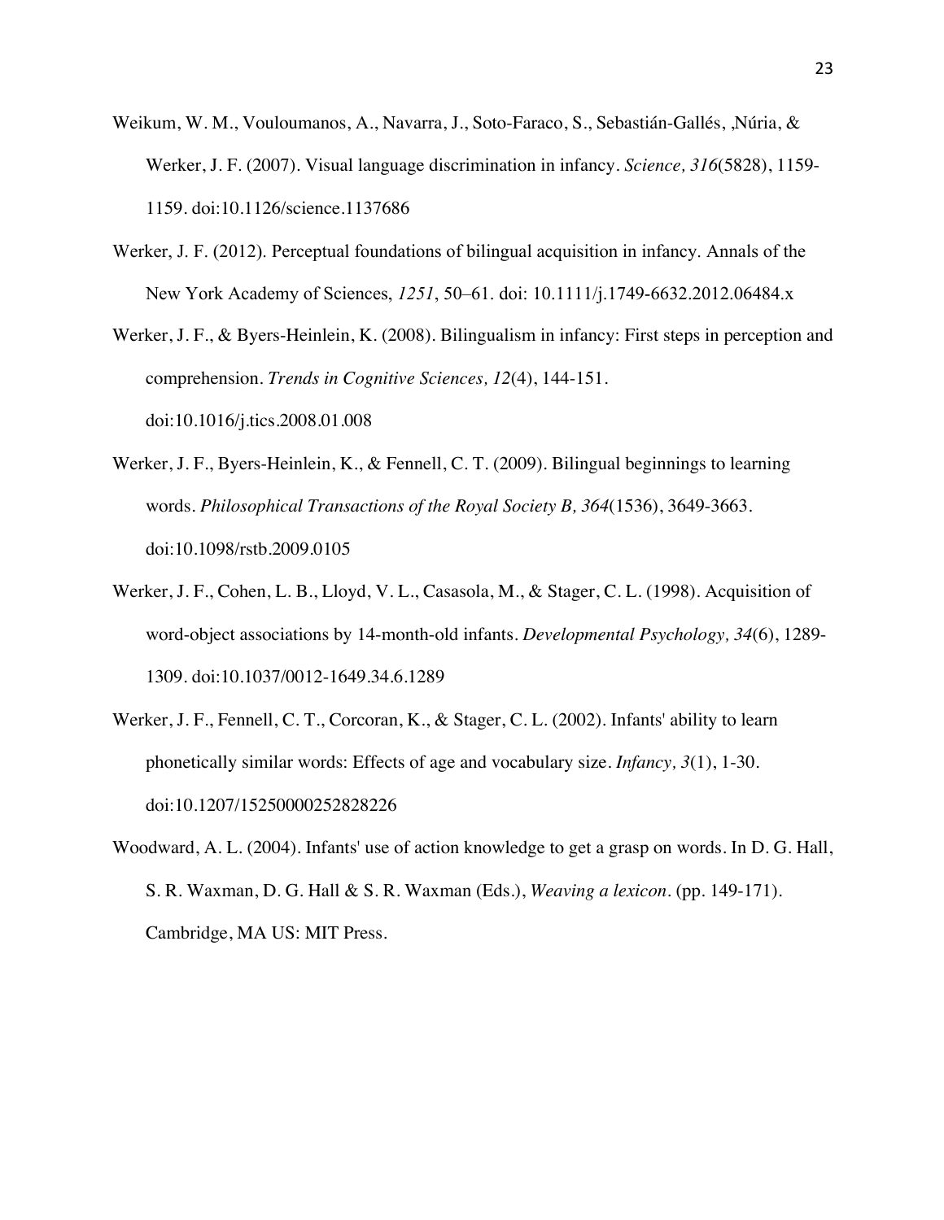Weikum, W. M., Vouloumanos, A., Navarra, J., Soto-Faraco, S., Sebastián-Gallés, ,Núria, & Werker, J. F. (2007). Visual language discrimination in infancy. *Science, 316*(5828), 1159-1159. doi:10.1126/science.1137686

Werker, J. F. (2012). Perceptual foundations of bilingual acquisition in infancy. Annals of the New York Academy of Sciences, *1251*, 50–61. doi: 10.1111/j.1749-6632.2012.06484.x

Werker, J. F., & Byers-Heinlein, K. (2008). Bilingualism in infancy: First steps in perception and comprehension. *Trends in Cognitive Sciences, 12*(4), 144-151. doi:10.1016/j.tics.2008.01.008

Werker, J. F., Byers-Heinlein, K., & Fennell, C. T. (2009). Bilingual beginnings to learning words. *Philosophical Transactions of the Royal Society B, 364*(1536), 3649-3663. doi:10.1098/rstb.2009.0105

Werker, J. F., Cohen, L. B., Lloyd, V. L., Casasola, M., & Stager, C. L. (1998). Acquisition of word-object associations by 14-month-old infants. *Developmental Psychology, 34*(6), 1289-1309. doi:10.1037/0012-1649.34.6.1289

Werker, J. F., Fennell, C. T., Corcoran, K., & Stager, C. L. (2002). Infants' ability to learn phonetically similar words: Effects of age and vocabulary size. *Infancy, 3*(1), 1-30. doi:10.1207/15250000252828226

Woodward, A. L. (2004). Infants' use of action knowledge to get a grasp on words. In D. G. Hall, S. R. Waxman, D. G. Hall & S. R. Waxman (Eds.), *Weaving a lexicon.* (pp. 149-171). Cambridge, MA US: MIT Press.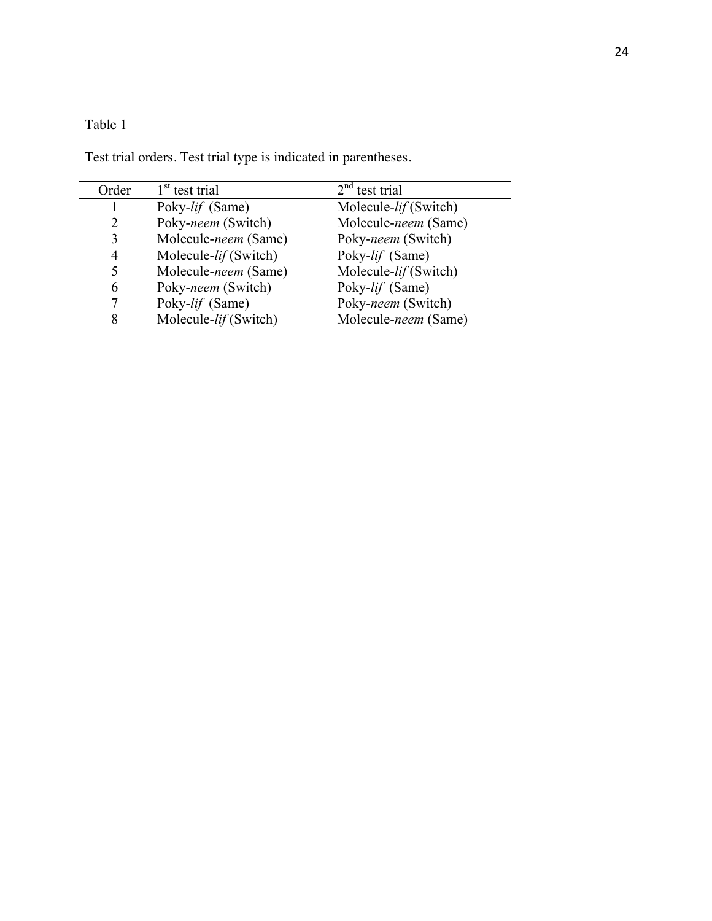Table 1

Test trial orders. Test trial type is indicated in parentheses.

| Order | 1st test trial | 2nd test trial |
| --- | --- | --- |
| 1 | Poky-*lif* (Same) | Molecule-*lif* (Switch) |
| 2 | Poky-*neem* (Switch) | Molecule-*neem* (Same) |
| 3 | Molecule-*neem* (Same) | Poky-*neem* (Switch) |
| 4 | Molecule-*lif* (Switch) | Poky-*lif* (Same) |
| 5 | Molecule-*neem* (Same) | Molecule-*lif* (Switch) |
| 6 | Poky-*neem* (Switch) | Poky-*lif* (Same) |
| 7 | Poky-*lif* (Same) | Poky-*neem* (Switch) |
| 8 | Molecule-*lif* (Switch) | Molecule-*neem* (Same) |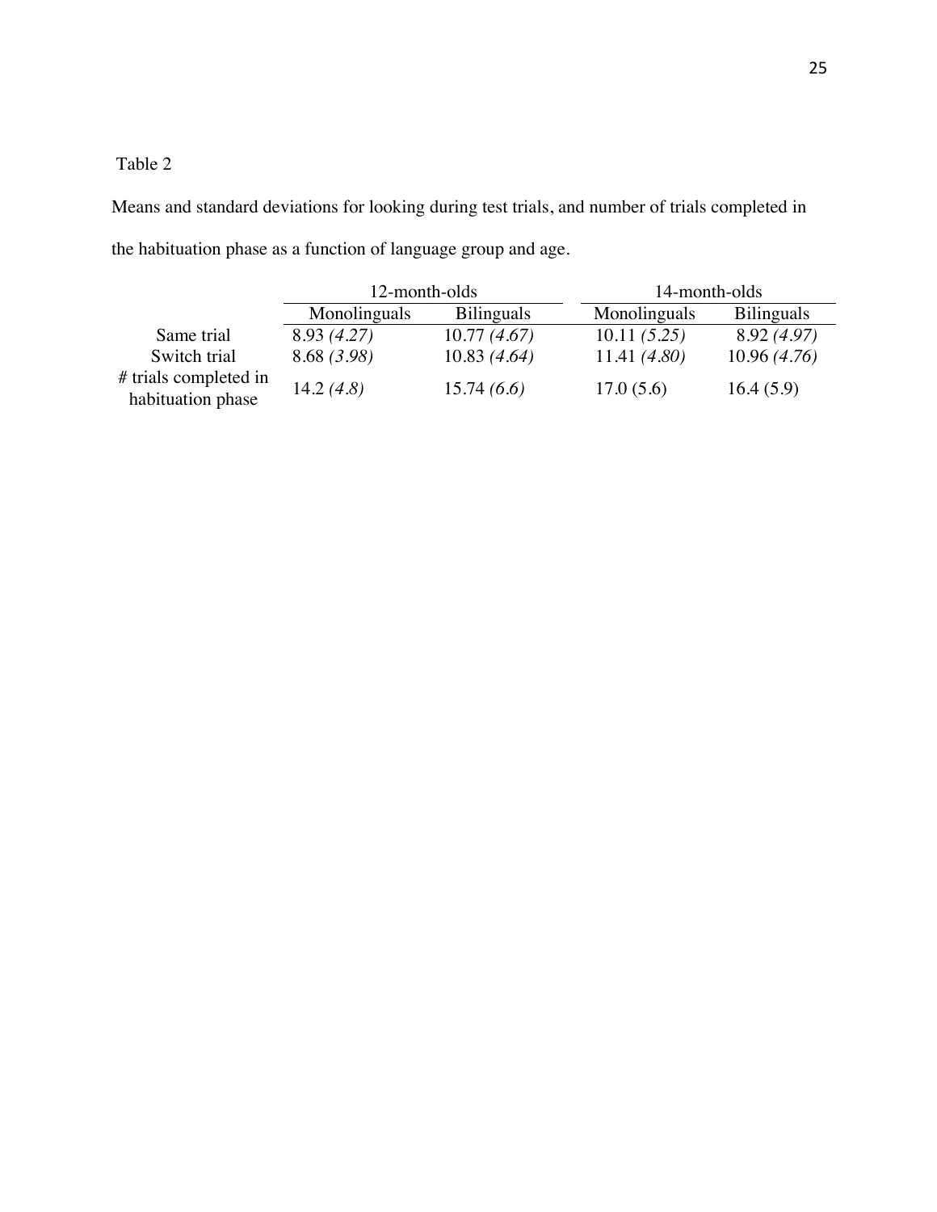Table 2

Means and standard deviations for looking during test trials, and number of trials completed in the habituation phase as a function of language group and age.

| | 12-month-olds | | 14-month-olds | |
|---|---|---|---|---|
| | Monolinguals | Bilinguals | Monolinguals | Bilinguals |
| Same trial | 8.93 *(4.27)* | 10.77 *(4.67)* | 10.11 *(5.25)* | 8.92 *(4.97)* |
| Switch trial | 8.68 *(3.98)* | 10.83 *(4.64)* | 11.41 *(4.80)* | 10.96 *(4.76)* |
| # trials completed in habituation phase | 14.2 *(4.8)* | 15.74 *(6.6)* | 17.0 (5.6) | 16.4 (5.9) |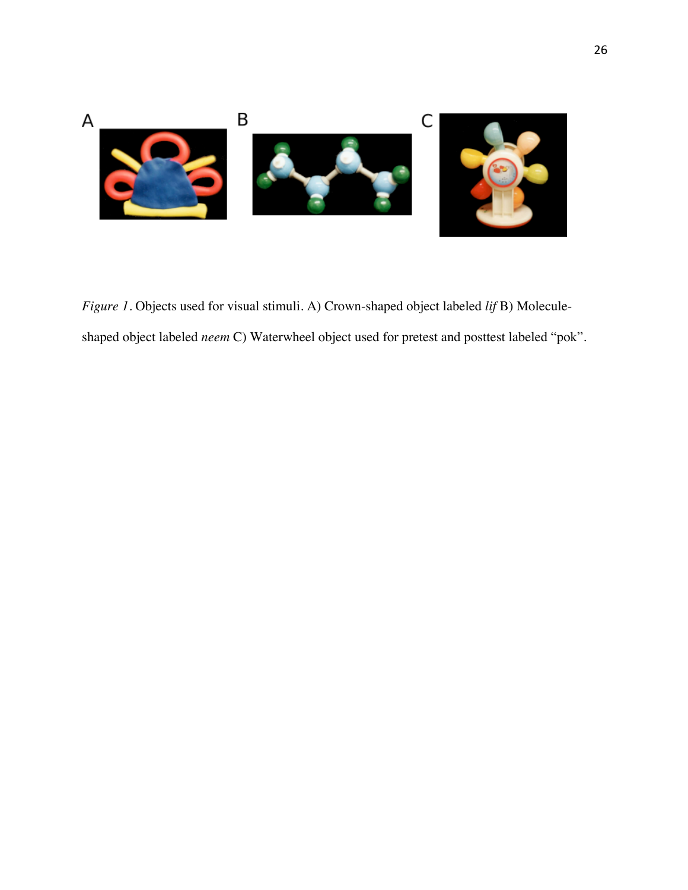A B C

*Figure 1*. Objects used for visual stimuli. A) Crown-shaped object labeled *lif* B) Molecule-shaped object labeled *neem* C) Waterwheel object used for pretest and posttest labeled "pok".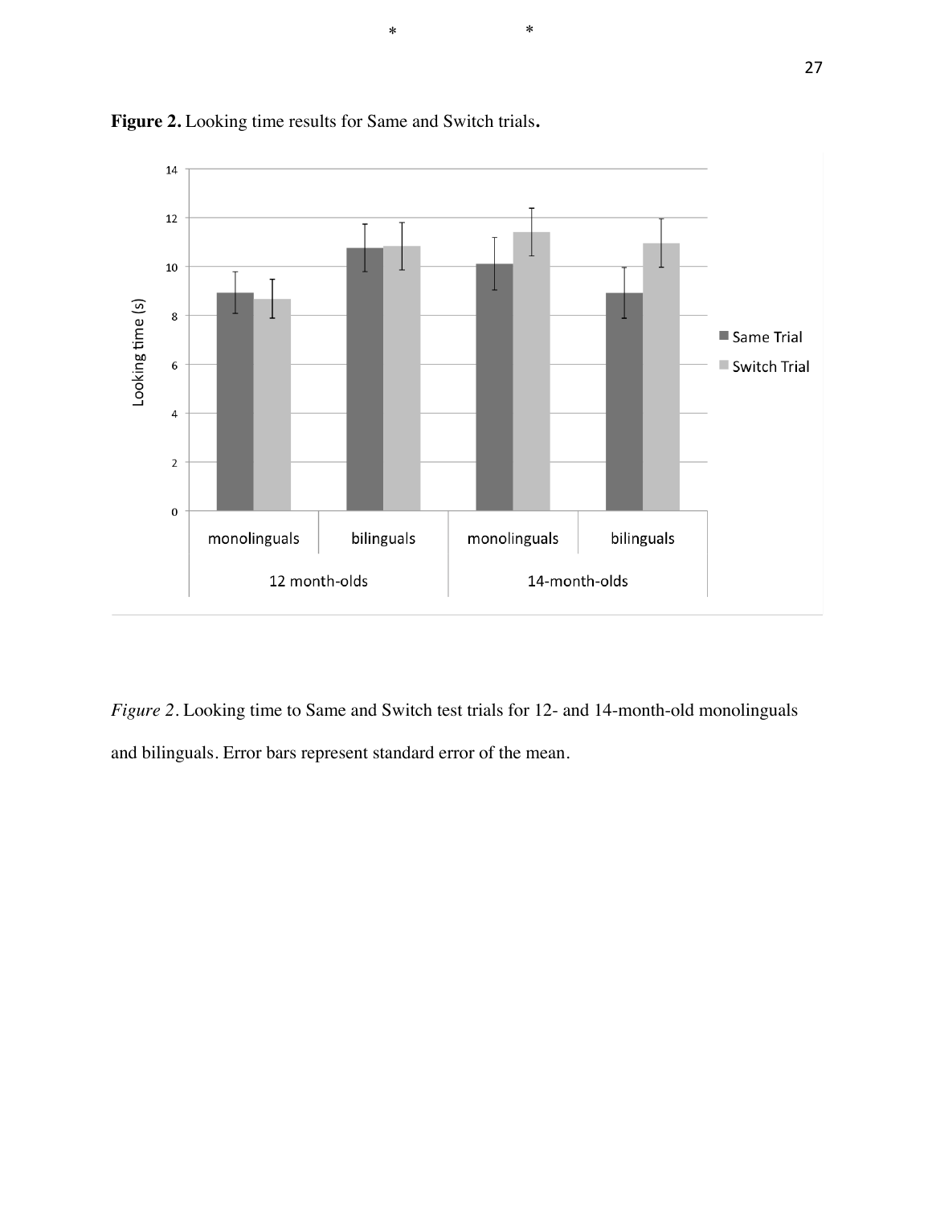* *

**Figure 2.** Looking time results for Same and Switch trials**.**

14
12
10
8
6
4
2
0

Looking time (s)

Same Trial
Switch Trial

monolinguals
bilinguals
monolinguals
bilinguals

12 month-olds
14-month-olds

*Figure 2*. Looking time to Same and Switch test trials for 12- and 14-month-old monolinguals and bilinguals. Error bars represent standard error of the mean.